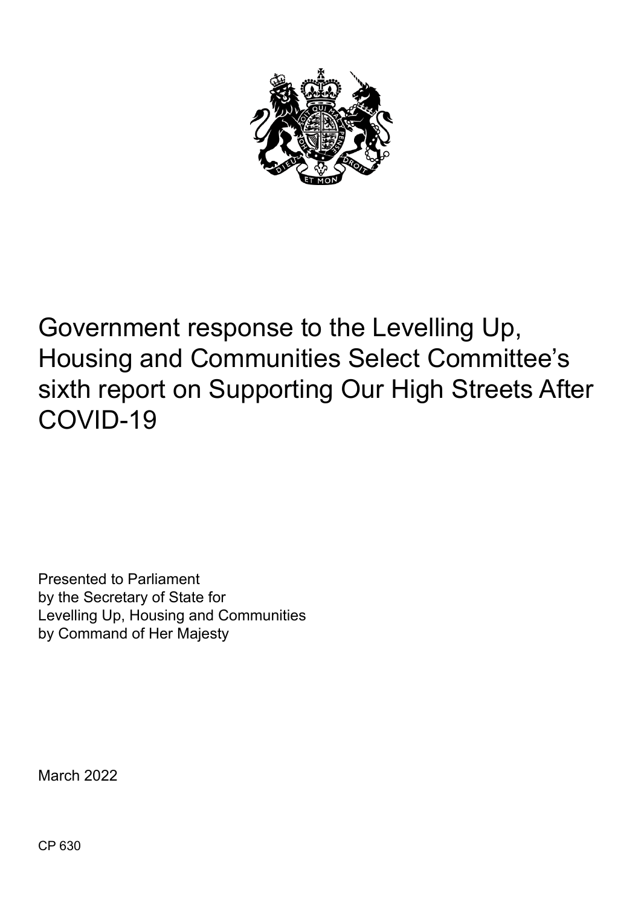# Government response to the Levelling Up, Housing and Communities Select Committee's sixth report on Supporting Our High Streets After COVID-19

Presented to Parliament
by the Secretary of State for
Levelling Up, Housing and Communities
by Command of Her Majesty

March 2022

CP 630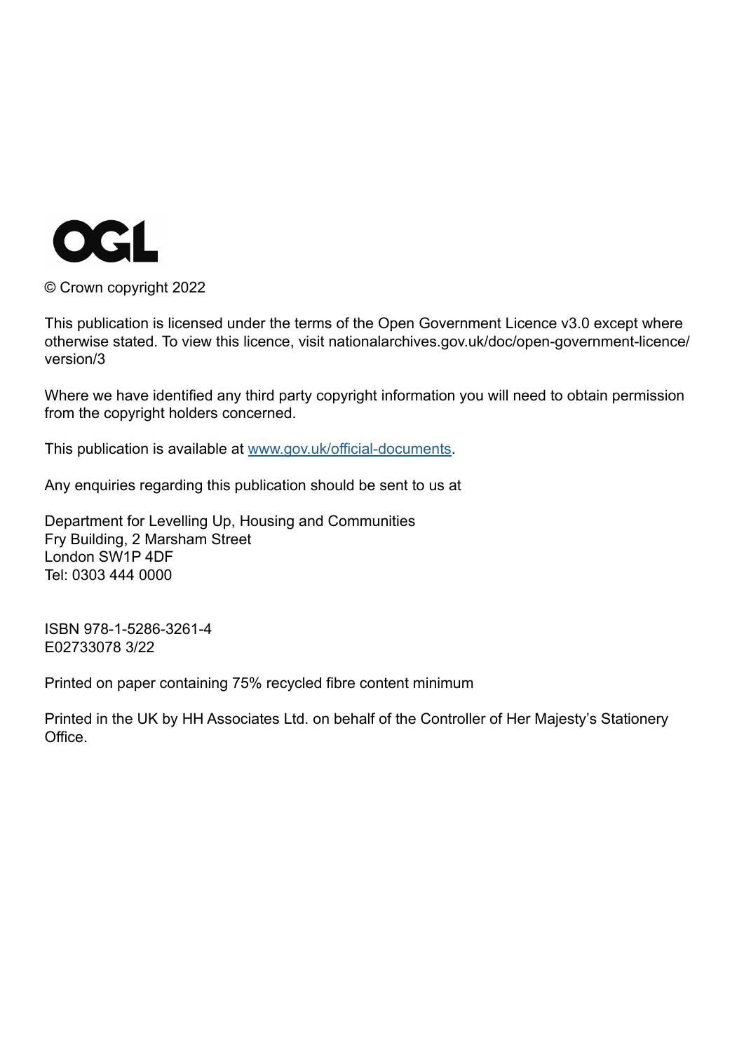OGL

© Crown copyright 2022

This publication is licensed under the terms of the Open Government Licence v3.0 except where otherwise stated. To view this licence, visit nationalarchives.gov.uk/doc/open-government-licence/version/3

Where we have identified any third party copyright information you will need to obtain permission from the copyright holders concerned.

This publication is available at [www.gov.uk/official-documents](http://www.gov.uk/official-documents).

Any enquiries regarding this publication should be sent to us at

Department for Levelling Up, Housing and Communities
Fry Building, 2 Marsham Street
London SW1P 4DF
Tel: 0303 444 0000

ISBN 978-1-5286-3261-4
E02733078 3/22

Printed on paper containing 75% recycled fibre content minimum

Printed in the UK by HH Associates Ltd. on behalf of the Controller of Her Majesty's Stationery Office.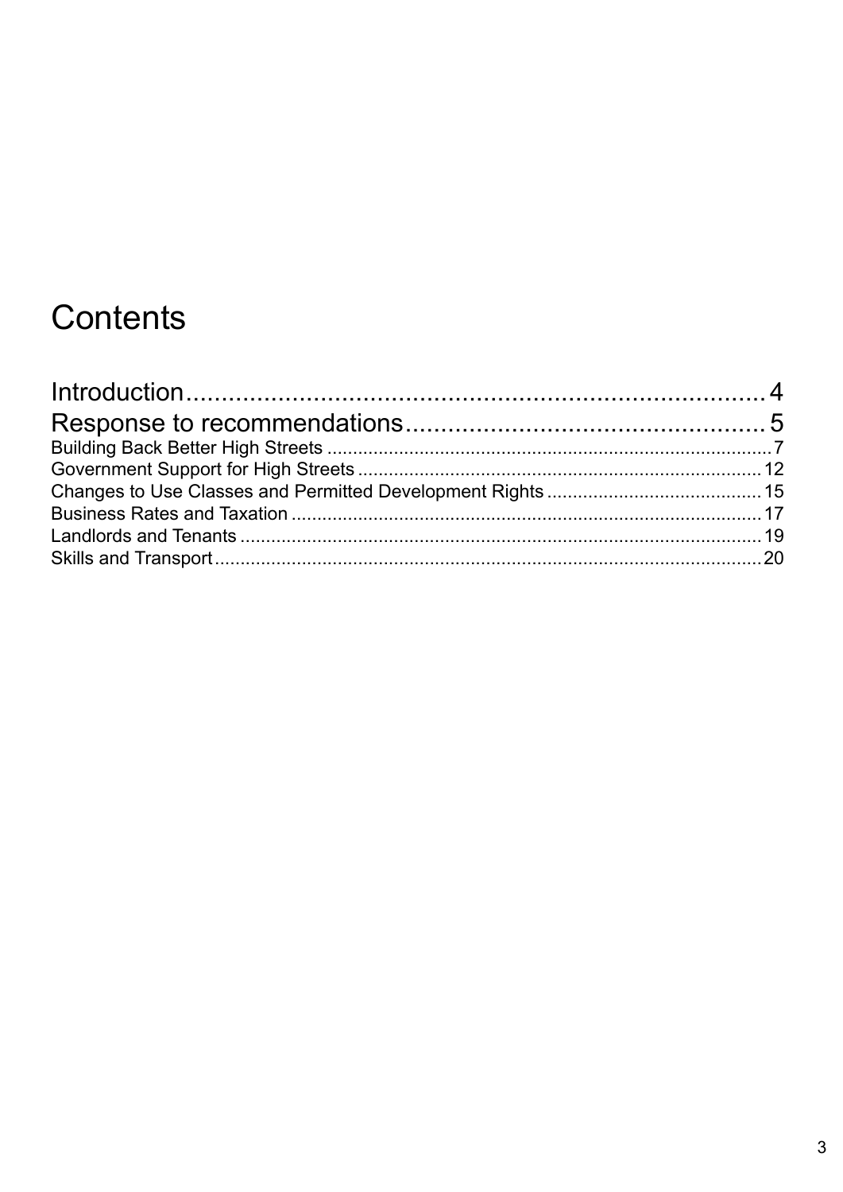# Contents

Introduction....................................................................................4

Response to recommendations...................................................5

Building Back Better High Streets ....................................................................................7

Government Support for High Streets ..............................................................................12

Changes to Use Classes and Permitted Development Rights ..........................................15

Business Rates and Taxation ...........................................................................................17

Landlords and Tenants .....................................................................................................19

Skills and Transport ..........................................................................................................20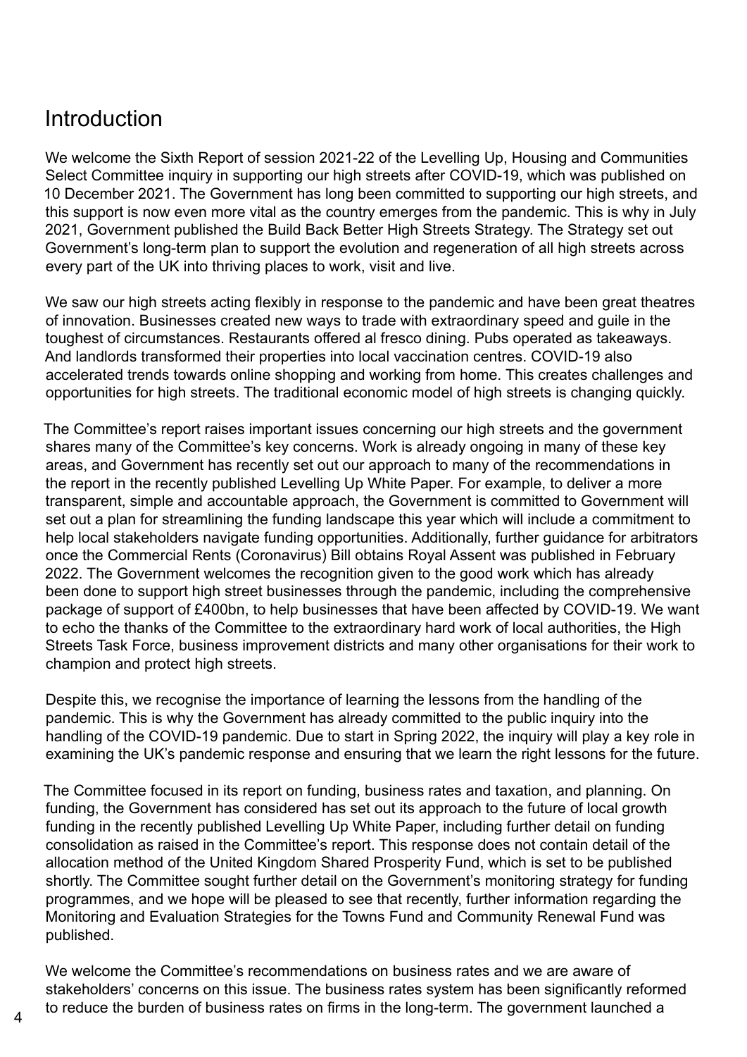# Introduction

We welcome the Sixth Report of session 2021-22 of the Levelling Up, Housing and Communities Select Committee inquiry in supporting our high streets after COVID-19, which was published on 10 December 2021. The Government has long been committed to supporting our high streets, and this support is now even more vital as the country emerges from the pandemic. This is why in July 2021, Government published the Build Back Better High Streets Strategy. The Strategy set out Government's long-term plan to support the evolution and regeneration of all high streets across every part of the UK into thriving places to work, visit and live.

We saw our high streets acting flexibly in response to the pandemic and have been great theatres of innovation. Businesses created new ways to trade with extraordinary speed and guile in the toughest of circumstances. Restaurants offered al fresco dining. Pubs operated as takeaways. And landlords transformed their properties into local vaccination centres. COVID-19 also accelerated trends towards online shopping and working from home. This creates challenges and opportunities for high streets. The traditional economic model of high streets is changing quickly.

The Committee's report raises important issues concerning our high streets and the government shares many of the Committee's key concerns. Work is already ongoing in many of these key areas, and Government has recently set out our approach to many of the recommendations in the report in the recently published Levelling Up White Paper. For example, to deliver a more transparent, simple and accountable approach, the Government is committed to Government will set out a plan for streamlining the funding landscape this year which will include a commitment to help local stakeholders navigate funding opportunities. Additionally, further guidance for arbitrators once the Commercial Rents (Coronavirus) Bill obtains Royal Assent was published in February 2022. The Government welcomes the recognition given to the good work which has already been done to support high street businesses through the pandemic, including the comprehensive package of support of £400bn, to help businesses that have been affected by COVID-19. We want to echo the thanks of the Committee to the extraordinary hard work of local authorities, the High Streets Task Force, business improvement districts and many other organisations for their work to champion and protect high streets.

Despite this, we recognise the importance of learning the lessons from the handling of the pandemic. This is why the Government has already committed to the public inquiry into the handling of the COVID-19 pandemic. Due to start in Spring 2022, the inquiry will play a key role in examining the UK's pandemic response and ensuring that we learn the right lessons for the future.

The Committee focused in its report on funding, business rates and taxation, and planning. On funding, the Government has considered has set out its approach to the future of local growth funding in the recently published Levelling Up White Paper, including further detail on funding consolidation as raised in the Committee's report. This response does not contain detail of the allocation method of the United Kingdom Shared Prosperity Fund, which is set to be published shortly. The Committee sought further detail on the Government's monitoring strategy for funding programmes, and we hope will be pleased to see that recently, further information regarding the Monitoring and Evaluation Strategies for the Towns Fund and Community Renewal Fund was published.

We welcome the Committee's recommendations on business rates and we are aware of stakeholders' concerns on this issue. The business rates system has been significantly reformed to reduce the burden of business rates on firms in the long-term. The government launched a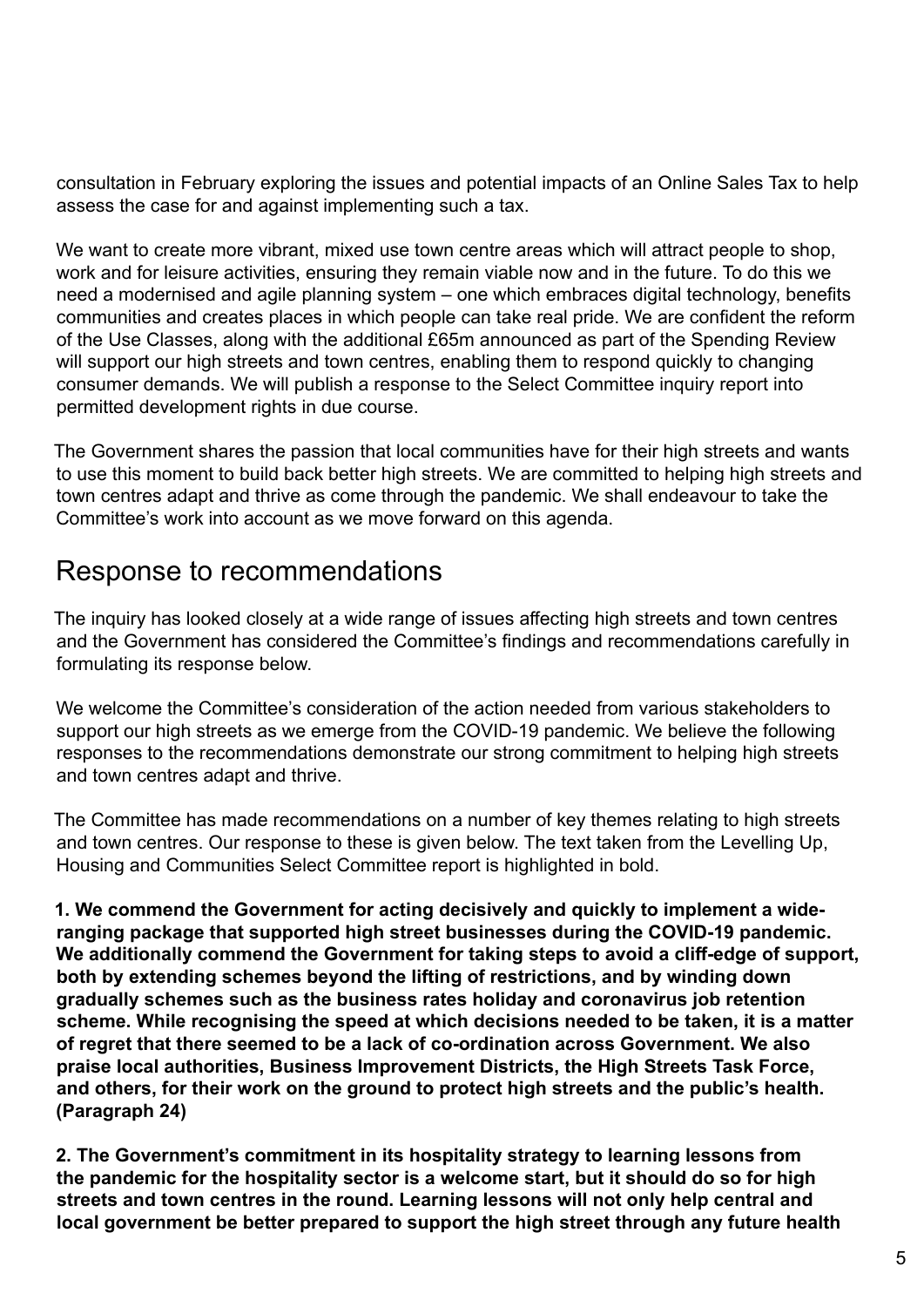consultation in February exploring the issues and potential impacts of an Online Sales Tax to help assess the case for and against implementing such a tax.

We want to create more vibrant, mixed use town centre areas which will attract people to shop, work and for leisure activities, ensuring they remain viable now and in the future. To do this we need a modernised and agile planning system – one which embraces digital technology, benefits communities and creates places in which people can take real pride. We are confident the reform of the Use Classes, along with the additional £65m announced as part of the Spending Review will support our high streets and town centres, enabling them to respond quickly to changing consumer demands. We will publish a response to the Select Committee inquiry report into permitted development rights in due course.

The Government shares the passion that local communities have for their high streets and wants to use this moment to build back better high streets. We are committed to helping high streets and town centres adapt and thrive as come through the pandemic. We shall endeavour to take the Committee's work into account as we move forward on this agenda.

## Response to recommendations

The inquiry has looked closely at a wide range of issues affecting high streets and town centres and the Government has considered the Committee's findings and recommendations carefully in formulating its response below.

We welcome the Committee's consideration of the action needed from various stakeholders to support our high streets as we emerge from the COVID-19 pandemic. We believe the following responses to the recommendations demonstrate our strong commitment to helping high streets and town centres adapt and thrive.

The Committee has made recommendations on a number of key themes relating to high streets and town centres. Our response to these is given below. The text taken from the Levelling Up, Housing and Communities Select Committee report is highlighted in bold.

**1. We commend the Government for acting decisively and quickly to implement a wide-ranging package that supported high street businesses during the COVID-19 pandemic. We additionally commend the Government for taking steps to avoid a cliff-edge of support, both by extending schemes beyond the lifting of restrictions, and by winding down gradually schemes such as the business rates holiday and coronavirus job retention scheme. While recognising the speed at which decisions needed to be taken, it is a matter of regret that there seemed to be a lack of co-ordination across Government. We also praise local authorities, Business Improvement Districts, the High Streets Task Force, and others, for their work on the ground to protect high streets and the public's health. (Paragraph 24)**

**2. The Government's commitment in its hospitality strategy to learning lessons from the pandemic for the hospitality sector is a welcome start, but it should do so for high streets and town centres in the round. Learning lessons will not only help central and local government be better prepared to support the high street through any future health**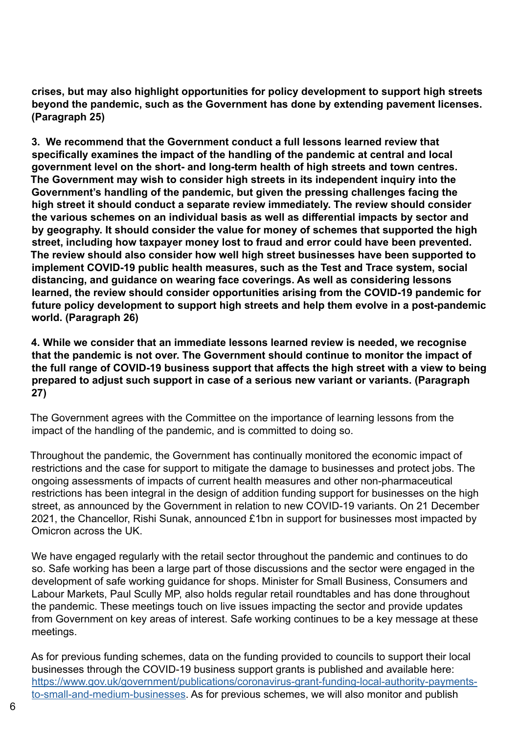**crises, but may also highlight opportunities for policy development to support high streets beyond the pandemic, such as the Government has done by extending pavement licenses. (Paragraph 25)**

**3. We recommend that the Government conduct a full lessons learned review that specifically examines the impact of the handling of the pandemic at central and local government level on the short- and long-term health of high streets and town centres. The Government may wish to consider high streets in its independent inquiry into the Government's handling of the pandemic, but given the pressing challenges facing the high street it should conduct a separate review immediately. The review should consider the various schemes on an individual basis as well as differential impacts by sector and by geography. It should consider the value for money of schemes that supported the high street, including how taxpayer money lost to fraud and error could have been prevented. The review should also consider how well high street businesses have been supported to implement COVID-19 public health measures, such as the Test and Trace system, social distancing, and guidance on wearing face coverings. As well as considering lessons learned, the review should consider opportunities arising from the COVID-19 pandemic for future policy development to support high streets and help them evolve in a post-pandemic world. (Paragraph 26)**

**4. While we consider that an immediate lessons learned review is needed, we recognise that the pandemic is not over. The Government should continue to monitor the impact of the full range of COVID-19 business support that affects the high street with a view to being prepared to adjust such support in case of a serious new variant or variants. (Paragraph 27)**

The Government agrees with the Committee on the importance of learning lessons from the impact of the handling of the pandemic, and is committed to doing so.

Throughout the pandemic, the Government has continually monitored the economic impact of restrictions and the case for support to mitigate the damage to businesses and protect jobs. The ongoing assessments of impacts of current health measures and other non-pharmaceutical restrictions has been integral in the design of addition funding support for businesses on the high street, as announced by the Government in relation to new COVID-19 variants. On 21 December 2021, the Chancellor, Rishi Sunak, announced £1bn in support for businesses most impacted by Omicron across the UK.

We have engaged regularly with the retail sector throughout the pandemic and continues to do so. Safe working has been a large part of those discussions and the sector were engaged in the development of safe working guidance for shops. Minister for Small Business, Consumers and Labour Markets, Paul Scully MP, also holds regular retail roundtables and has done throughout the pandemic. These meetings touch on live issues impacting the sector and provide updates from Government on key areas of interest. Safe working continues to be a key message at these meetings.

As for previous funding schemes, data on the funding provided to councils to support their local businesses through the COVID-19 business support grants is published and available here: [https://www.gov.uk/government/publications/coronavirus-grant-funding-local-authority-payments-to-small-and-medium-businesses](https://www.gov.uk/government/publications/coronavirus-grant-funding-local-authority-payments-to-small-and-medium-businesses). As for previous schemes, we will also monitor and publish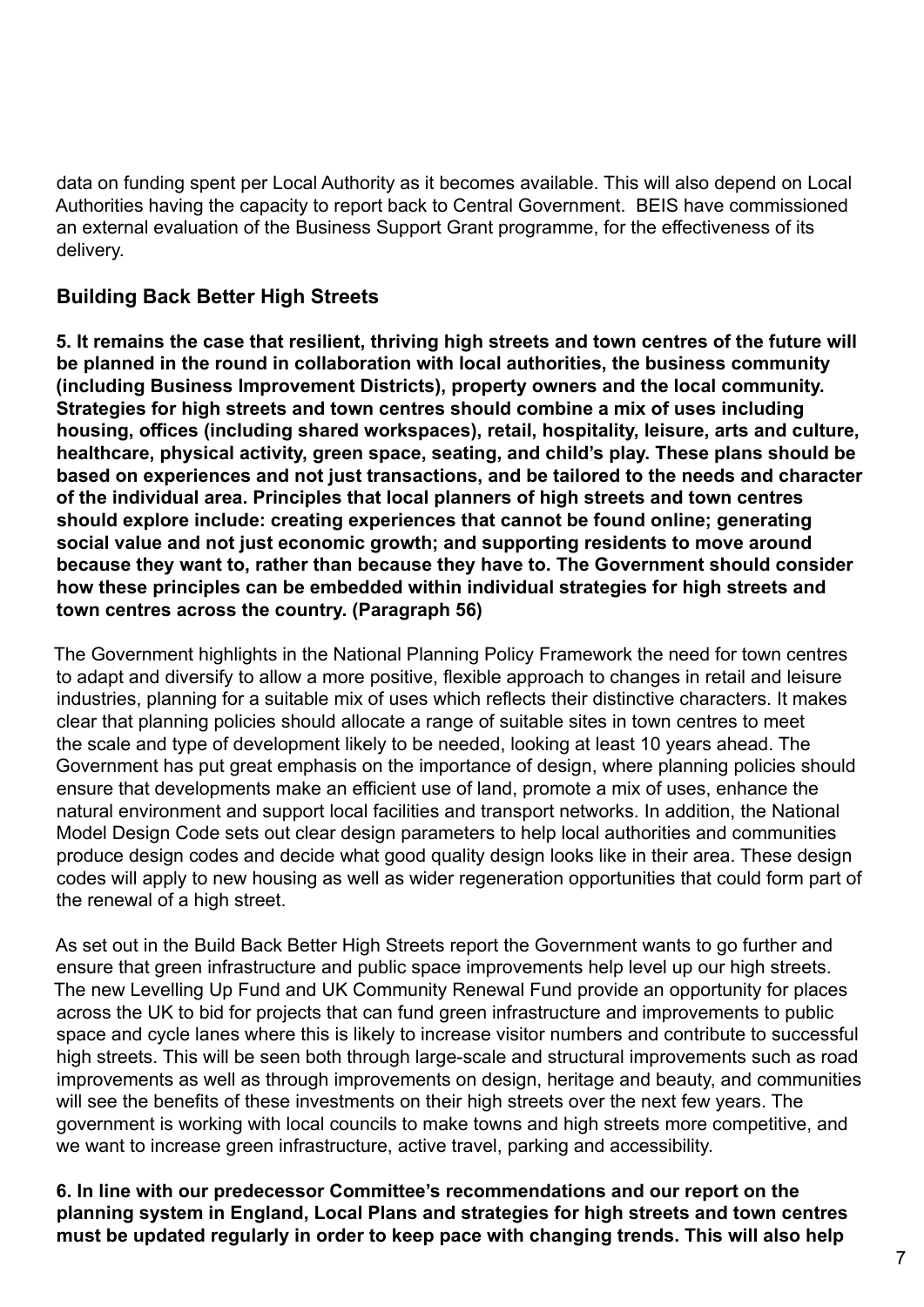data on funding spent per Local Authority as it becomes available. This will also depend on Local Authorities having the capacity to report back to Central Government. BEIS have commissioned an external evaluation of the Business Support Grant programme, for the effectiveness of its delivery.

## Building Back Better High Streets

**5. It remains the case that resilient, thriving high streets and town centres of the future will be planned in the round in collaboration with local authorities, the business community (including Business Improvement Districts), property owners and the local community. Strategies for high streets and town centres should combine a mix of uses including housing, offices (including shared workspaces), retail, hospitality, leisure, arts and culture, healthcare, physical activity, green space, seating, and child's play. These plans should be based on experiences and not just transactions, and be tailored to the needs and character of the individual area. Principles that local planners of high streets and town centres should explore include: creating experiences that cannot be found online; generating social value and not just economic growth; and supporting residents to move around because they want to, rather than because they have to. The Government should consider how these principles can be embedded within individual strategies for high streets and town centres across the country. (Paragraph 56)**

The Government highlights in the National Planning Policy Framework the need for town centres to adapt and diversify to allow a more positive, flexible approach to changes in retail and leisure industries, planning for a suitable mix of uses which reflects their distinctive characters. It makes clear that planning policies should allocate a range of suitable sites in town centres to meet the scale and type of development likely to be needed, looking at least 10 years ahead. The Government has put great emphasis on the importance of design, where planning policies should ensure that developments make an efficient use of land, promote a mix of uses, enhance the natural environment and support local facilities and transport networks. In addition, the National Model Design Code sets out clear design parameters to help local authorities and communities produce design codes and decide what good quality design looks like in their area. These design codes will apply to new housing as well as wider regeneration opportunities that could form part of the renewal of a high street.

As set out in the Build Back Better High Streets report the Government wants to go further and ensure that green infrastructure and public space improvements help level up our high streets. The new Levelling Up Fund and UK Community Renewal Fund provide an opportunity for places across the UK to bid for projects that can fund green infrastructure and improvements to public space and cycle lanes where this is likely to increase visitor numbers and contribute to successful high streets. This will be seen both through large-scale and structural improvements such as road improvements as well as through improvements on design, heritage and beauty, and communities will see the benefits of these investments on their high streets over the next few years. The government is working with local councils to make towns and high streets more competitive, and we want to increase green infrastructure, active travel, parking and accessibility.

**6. In line with our predecessor Committee's recommendations and our report on the planning system in England, Local Plans and strategies for high streets and town centres must be updated regularly in order to keep pace with changing trends. This will also help**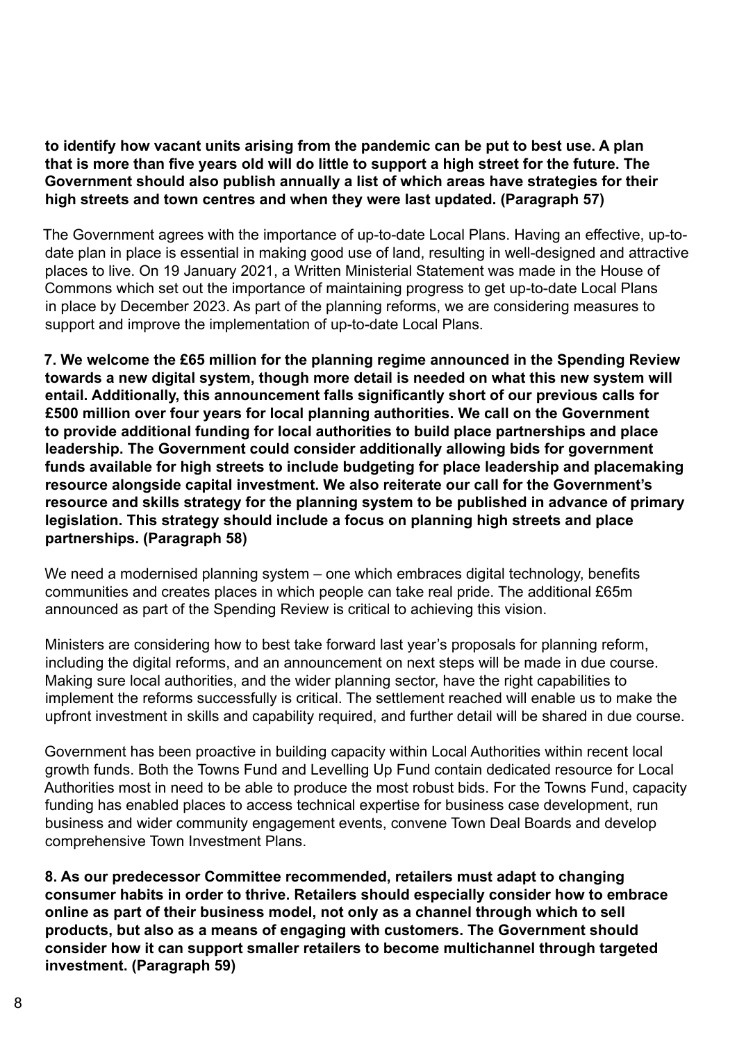**to identify how vacant units arising from the pandemic can be put to best use. A plan that is more than five years old will do little to support a high street for the future. The Government should also publish annually a list of which areas have strategies for their high streets and town centres and when they were last updated. (Paragraph 57)**

The Government agrees with the importance of up-to-date Local Plans. Having an effective, up-to-date plan in place is essential in making good use of land, resulting in well-designed and attractive places to live. On 19 January 2021, a Written Ministerial Statement was made in the House of Commons which set out the importance of maintaining progress to get up-to-date Local Plans in place by December 2023. As part of the planning reforms, we are considering measures to support and improve the implementation of up-to-date Local Plans.

**7. We welcome the £65 million for the planning regime announced in the Spending Review towards a new digital system, though more detail is needed on what this new system will entail. Additionally, this announcement falls significantly short of our previous calls for £500 million over four years for local planning authorities. We call on the Government to provide additional funding for local authorities to build place partnerships and place leadership. The Government could consider additionally allowing bids for government funds available for high streets to include budgeting for place leadership and placemaking resource alongside capital investment. We also reiterate our call for the Government's resource and skills strategy for the planning system to be published in advance of primary legislation. This strategy should include a focus on planning high streets and place partnerships. (Paragraph 58)**

We need a modernised planning system – one which embraces digital technology, benefits communities and creates places in which people can take real pride. The additional £65m announced as part of the Spending Review is critical to achieving this vision.

Ministers are considering how to best take forward last year's proposals for planning reform, including the digital reforms, and an announcement on next steps will be made in due course. Making sure local authorities, and the wider planning sector, have the right capabilities to implement the reforms successfully is critical. The settlement reached will enable us to make the upfront investment in skills and capability required, and further detail will be shared in due course.

Government has been proactive in building capacity within Local Authorities within recent local growth funds. Both the Towns Fund and Levelling Up Fund contain dedicated resource for Local Authorities most in need to be able to produce the most robust bids. For the Towns Fund, capacity funding has enabled places to access technical expertise for business case development, run business and wider community engagement events, convene Town Deal Boards and develop comprehensive Town Investment Plans.

**8. As our predecessor Committee recommended, retailers must adapt to changing consumer habits in order to thrive. Retailers should especially consider how to embrace online as part of their business model, not only as a channel through which to sell products, but also as a means of engaging with customers. The Government should consider how it can support smaller retailers to become multichannel through targeted investment. (Paragraph 59)**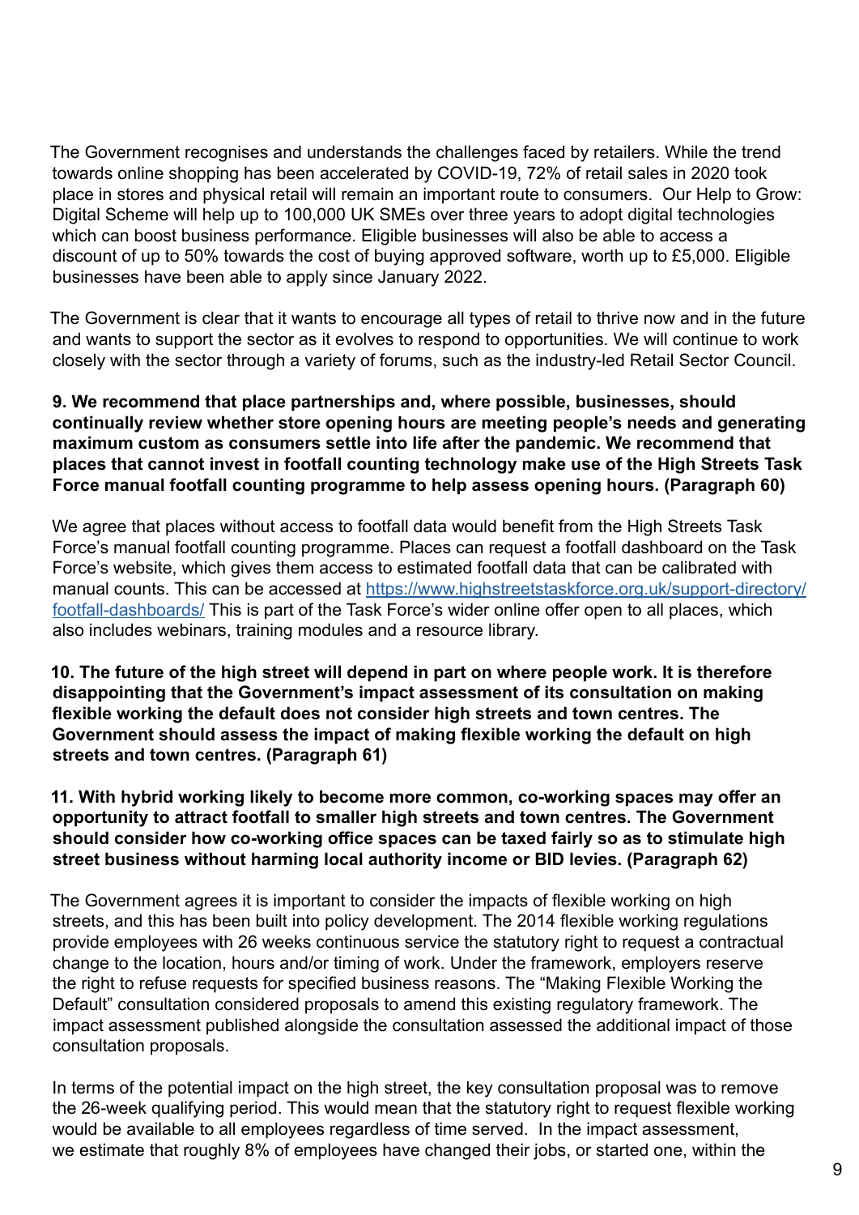The Government recognises and understands the challenges faced by retailers. While the trend towards online shopping has been accelerated by COVID-19, 72% of retail sales in 2020 took place in stores and physical retail will remain an important route to consumers. Our Help to Grow: Digital Scheme will help up to 100,000 UK SMEs over three years to adopt digital technologies which can boost business performance. Eligible businesses will also be able to access a discount of up to 50% towards the cost of buying approved software, worth up to £5,000. Eligible businesses have been able to apply since January 2022.

The Government is clear that it wants to encourage all types of retail to thrive now and in the future and wants to support the sector as it evolves to respond to opportunities. We will continue to work closely with the sector through a variety of forums, such as the industry-led Retail Sector Council.

**9. We recommend that place partnerships and, where possible, businesses, should continually review whether store opening hours are meeting people's needs and generating maximum custom as consumers settle into life after the pandemic. We recommend that places that cannot invest in footfall counting technology make use of the High Streets Task Force manual footfall counting programme to help assess opening hours. (Paragraph 60)**

We agree that places without access to footfall data would benefit from the High Streets Task Force's manual footfall counting programme. Places can request a footfall dashboard on the Task Force's website, which gives them access to estimated footfall data that can be calibrated with manual counts. This can be accessed at [https://www.highstreetstaskforce.org.uk/support-directory/footfall-dashboards/](https://www.highstreetstaskforce.org.uk/support-directory/footfall-dashboards/) This is part of the Task Force's wider online offer open to all places, which also includes webinars, training modules and a resource library.

**10. The future of the high street will depend in part on where people work. It is therefore disappointing that the Government's impact assessment of its consultation on making flexible working the default does not consider high streets and town centres. The Government should assess the impact of making flexible working the default on high streets and town centres. (Paragraph 61)**

**11. With hybrid working likely to become more common, co-working spaces may offer an opportunity to attract footfall to smaller high streets and town centres. The Government should consider how co-working office spaces can be taxed fairly so as to stimulate high street business without harming local authority income or BID levies. (Paragraph 62)**

The Government agrees it is important to consider the impacts of flexible working on high streets, and this has been built into policy development. The 2014 flexible working regulations provide employees with 26 weeks continuous service the statutory right to request a contractual change to the location, hours and/or timing of work. Under the framework, employers reserve the right to refuse requests for specified business reasons. The "Making Flexible Working the Default" consultation considered proposals to amend this existing regulatory framework. The impact assessment published alongside the consultation assessed the additional impact of those consultation proposals.

In terms of the potential impact on the high street, the key consultation proposal was to remove the 26-week qualifying period. This would mean that the statutory right to request flexible working would be available to all employees regardless of time served. In the impact assessment, we estimate that roughly 8% of employees have changed their jobs, or started one, within the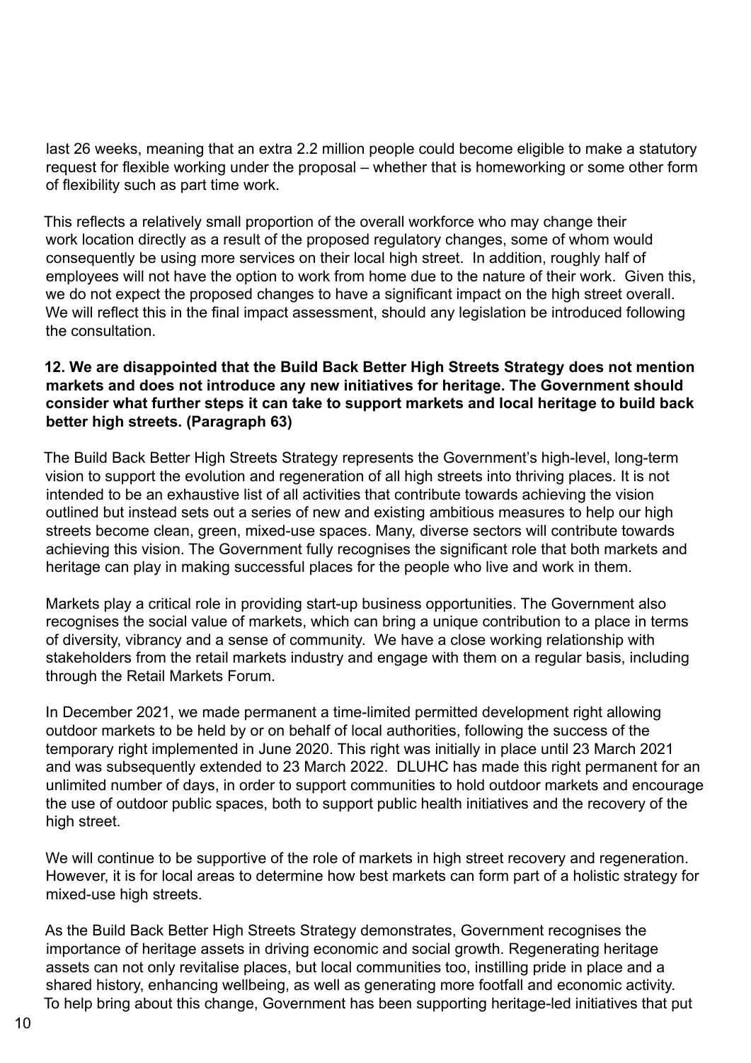last 26 weeks, meaning that an extra 2.2 million people could become eligible to make a statutory request for flexible working under the proposal – whether that is homeworking or some other form of flexibility such as part time work.

This reflects a relatively small proportion of the overall workforce who may change their work location directly as a result of the proposed regulatory changes, some of whom would consequently be using more services on their local high street. In addition, roughly half of employees will not have the option to work from home due to the nature of their work. Given this, we do not expect the proposed changes to have a significant impact on the high street overall. We will reflect this in the final impact assessment, should any legislation be introduced following the consultation.

**12. We are disappointed that the Build Back Better High Streets Strategy does not mention markets and does not introduce any new initiatives for heritage. The Government should consider what further steps it can take to support markets and local heritage to build back better high streets. (Paragraph 63)**

The Build Back Better High Streets Strategy represents the Government's high-level, long-term vision to support the evolution and regeneration of all high streets into thriving places. It is not intended to be an exhaustive list of all activities that contribute towards achieving the vision outlined but instead sets out a series of new and existing ambitious measures to help our high streets become clean, green, mixed-use spaces. Many, diverse sectors will contribute towards achieving this vision. The Government fully recognises the significant role that both markets and heritage can play in making successful places for the people who live and work in them.

Markets play a critical role in providing start-up business opportunities. The Government also recognises the social value of markets, which can bring a unique contribution to a place in terms of diversity, vibrancy and a sense of community. We have a close working relationship with stakeholders from the retail markets industry and engage with them on a regular basis, including through the Retail Markets Forum.

In December 2021, we made permanent a time-limited permitted development right allowing outdoor markets to be held by or on behalf of local authorities, following the success of the temporary right implemented in June 2020. This right was initially in place until 23 March 2021 and was subsequently extended to 23 March 2022. DLUHC has made this right permanent for an unlimited number of days, in order to support communities to hold outdoor markets and encourage the use of outdoor public spaces, both to support public health initiatives and the recovery of the high street.

We will continue to be supportive of the role of markets in high street recovery and regeneration. However, it is for local areas to determine how best markets can form part of a holistic strategy for mixed-use high streets.

As the Build Back Better High Streets Strategy demonstrates, Government recognises the importance of heritage assets in driving economic and social growth. Regenerating heritage assets can not only revitalise places, but local communities too, instilling pride in place and a shared history, enhancing wellbeing, as well as generating more footfall and economic activity. To help bring about this change, Government has been supporting heritage-led initiatives that put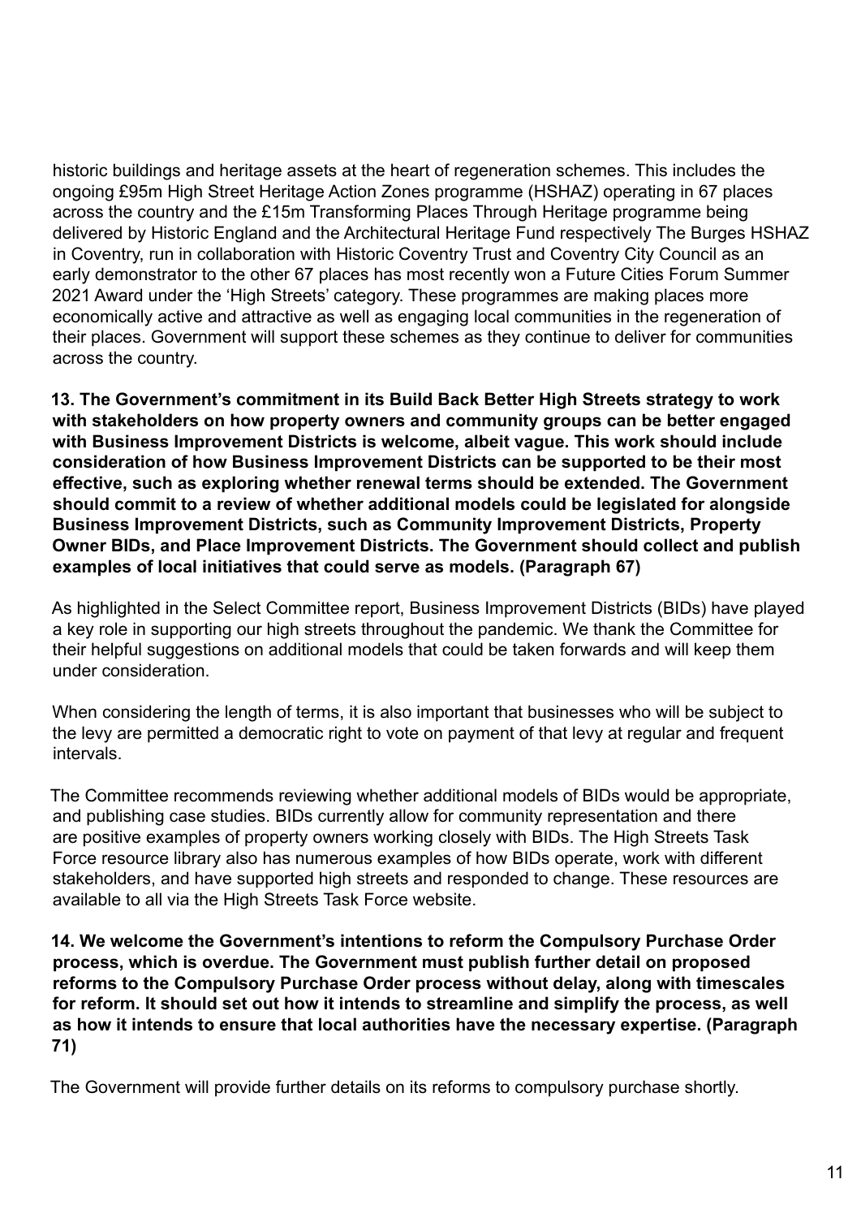historic buildings and heritage assets at the heart of regeneration schemes. This includes the ongoing £95m High Street Heritage Action Zones programme (HSHAZ) operating in 67 places across the country and the £15m Transforming Places Through Heritage programme being delivered by Historic England and the Architectural Heritage Fund respectively The Burges HSHAZ in Coventry, run in collaboration with Historic Coventry Trust and Coventry City Council as an early demonstrator to the other 67 places has most recently won a Future Cities Forum Summer 2021 Award under the 'High Streets' category. These programmes are making places more economically active and attractive as well as engaging local communities in the regeneration of their places. Government will support these schemes as they continue to deliver for communities across the country.

**13. The Government's commitment in its Build Back Better High Streets strategy to work with stakeholders on how property owners and community groups can be better engaged with Business Improvement Districts is welcome, albeit vague. This work should include consideration of how Business Improvement Districts can be supported to be their most effective, such as exploring whether renewal terms should be extended. The Government should commit to a review of whether additional models could be legislated for alongside Business Improvement Districts, such as Community Improvement Districts, Property Owner BIDs, and Place Improvement Districts. The Government should collect and publish examples of local initiatives that could serve as models. (Paragraph 67)**

As highlighted in the Select Committee report, Business Improvement Districts (BIDs) have played a key role in supporting our high streets throughout the pandemic. We thank the Committee for their helpful suggestions on additional models that could be taken forwards and will keep them under consideration.

When considering the length of terms, it is also important that businesses who will be subject to the levy are permitted a democratic right to vote on payment of that levy at regular and frequent intervals.

The Committee recommends reviewing whether additional models of BIDs would be appropriate, and publishing case studies. BIDs currently allow for community representation and there are positive examples of property owners working closely with BIDs. The High Streets Task Force resource library also has numerous examples of how BIDs operate, work with different stakeholders, and have supported high streets and responded to change. These resources are available to all via the High Streets Task Force website.

**14. We welcome the Government's intentions to reform the Compulsory Purchase Order process, which is overdue. The Government must publish further detail on proposed reforms to the Compulsory Purchase Order process without delay, along with timescales for reform. It should set out how it intends to streamline and simplify the process, as well as how it intends to ensure that local authorities have the necessary expertise. (Paragraph 71)**

The Government will provide further details on its reforms to compulsory purchase shortly.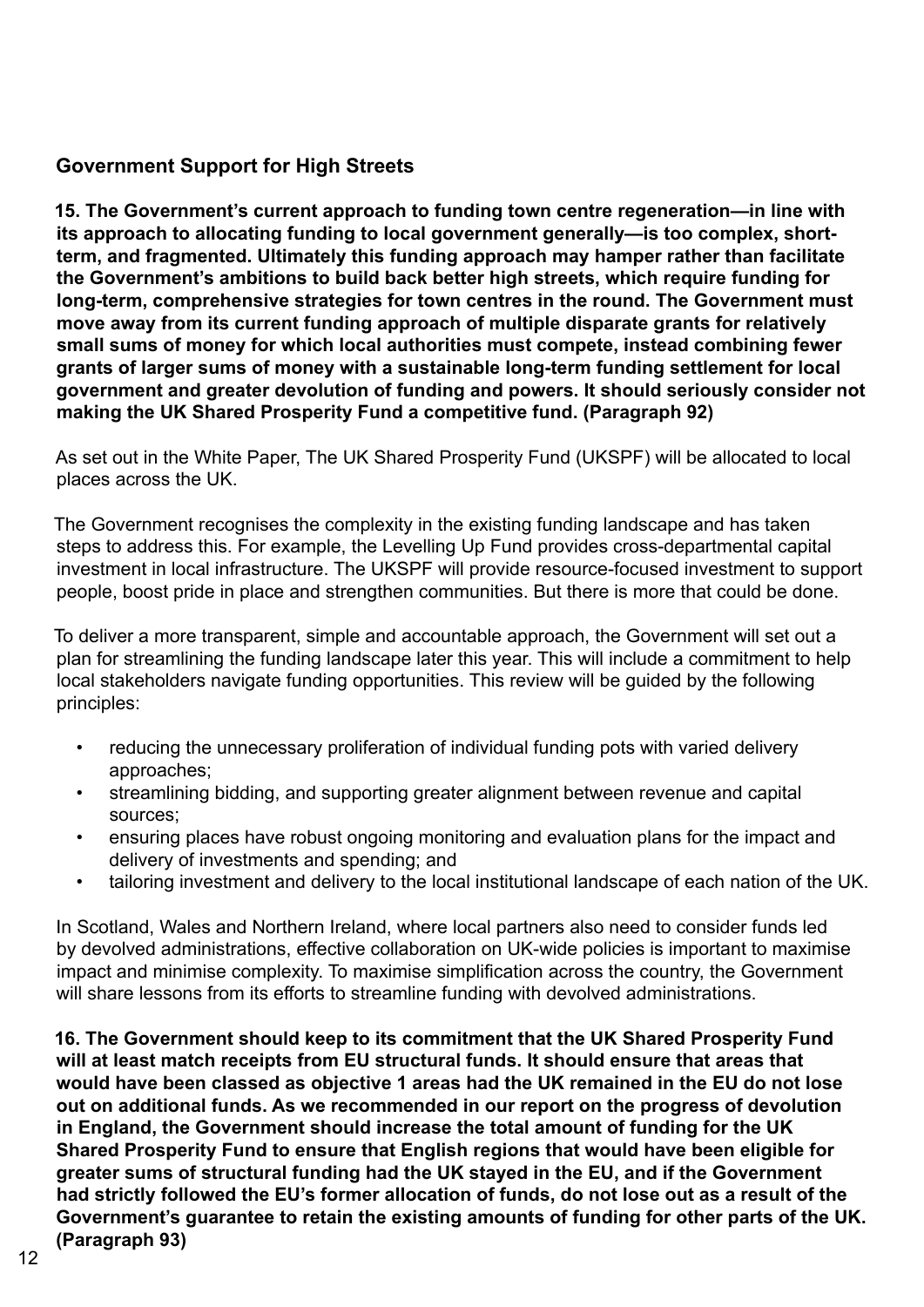## Government Support for High Streets

**15. The Government's current approach to funding town centre regeneration—in line with its approach to allocating funding to local government generally—is too complex, short-term, and fragmented. Ultimately this funding approach may hamper rather than facilitate the Government's ambitions to build back better high streets, which require funding for long-term, comprehensive strategies for town centres in the round. The Government must move away from its current funding approach of multiple disparate grants for relatively small sums of money for which local authorities must compete, instead combining fewer grants of larger sums of money with a sustainable long-term funding settlement for local government and greater devolution of funding and powers. It should seriously consider not making the UK Shared Prosperity Fund a competitive fund. (Paragraph 92)**

As set out in the White Paper, The UK Shared Prosperity Fund (UKSPF) will be allocated to local places across the UK.

The Government recognises the complexity in the existing funding landscape and has taken steps to address this. For example, the Levelling Up Fund provides cross-departmental capital investment in local infrastructure. The UKSPF will provide resource-focused investment to support people, boost pride in place and strengthen communities. But there is more that could be done.

To deliver a more transparent, simple and accountable approach, the Government will set out a plan for streamlining the funding landscape later this year. This will include a commitment to help local stakeholders navigate funding opportunities. This review will be guided by the following principles:

- reducing the unnecessary proliferation of individual funding pots with varied delivery approaches;
- streamlining bidding, and supporting greater alignment between revenue and capital sources;
- ensuring places have robust ongoing monitoring and evaluation plans for the impact and delivery of investments and spending; and
- tailoring investment and delivery to the local institutional landscape of each nation of the UK.

In Scotland, Wales and Northern Ireland, where local partners also need to consider funds led by devolved administrations, effective collaboration on UK-wide policies is important to maximise impact and minimise complexity. To maximise simplification across the country, the Government will share lessons from its efforts to streamline funding with devolved administrations.

**16. The Government should keep to its commitment that the UK Shared Prosperity Fund will at least match receipts from EU structural funds. It should ensure that areas that would have been classed as objective 1 areas had the UK remained in the EU do not lose out on additional funds. As we recommended in our report on the progress of devolution in England, the Government should increase the total amount of funding for the UK Shared Prosperity Fund to ensure that English regions that would have been eligible for greater sums of structural funding had the UK stayed in the EU, and if the Government had strictly followed the EU's former allocation of funds, do not lose out as a result of the Government's guarantee to retain the existing amounts of funding for other parts of the UK. (Paragraph 93)**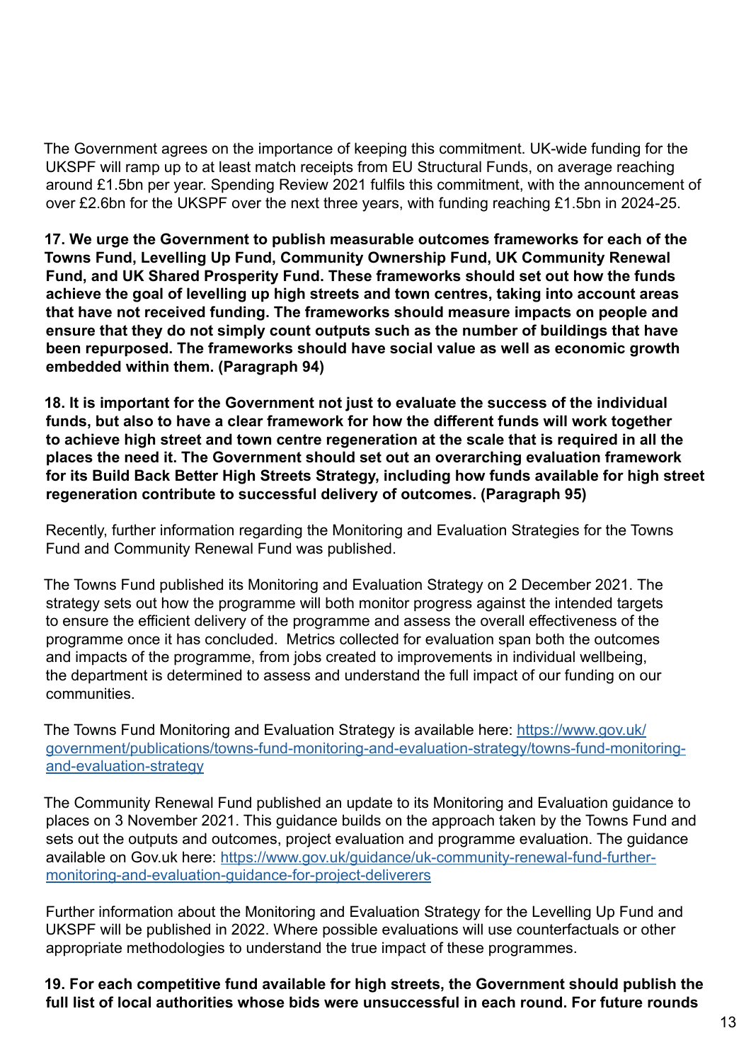The Government agrees on the importance of keeping this commitment. UK-wide funding for the UKSPF will ramp up to at least match receipts from EU Structural Funds, on average reaching around £1.5bn per year. Spending Review 2021 fulfils this commitment, with the announcement of over £2.6bn for the UKSPF over the next three years, with funding reaching £1.5bn in 2024-25.

**17. We urge the Government to publish measurable outcomes frameworks for each of the Towns Fund, Levelling Up Fund, Community Ownership Fund, UK Community Renewal Fund, and UK Shared Prosperity Fund. These frameworks should set out how the funds achieve the goal of levelling up high streets and town centres, taking into account areas that have not received funding. The frameworks should measure impacts on people and ensure that they do not simply count outputs such as the number of buildings that have been repurposed. The frameworks should have social value as well as economic growth embedded within them. (Paragraph 94)**

**18. It is important for the Government not just to evaluate the success of the individual funds, but also to have a clear framework for how the different funds will work together to achieve high street and town centre regeneration at the scale that is required in all the places the need it. The Government should set out an overarching evaluation framework for its Build Back Better High Streets Strategy, including how funds available for high street regeneration contribute to successful delivery of outcomes. (Paragraph 95)**

Recently, further information regarding the Monitoring and Evaluation Strategies for the Towns Fund and Community Renewal Fund was published.

The Towns Fund published its Monitoring and Evaluation Strategy on 2 December 2021. The strategy sets out how the programme will both monitor progress against the intended targets to ensure the efficient delivery of the programme and assess the overall effectiveness of the programme once it has concluded.  Metrics collected for evaluation span both the outcomes and impacts of the programme, from jobs created to improvements in individual wellbeing, the department is determined to assess and understand the full impact of our funding on our communities.

The Towns Fund Monitoring and Evaluation Strategy is available here: [https://www.gov.uk/government/publications/towns-fund-monitoring-and-evaluation-strategy/towns-fund-monitoring-and-evaluation-strategy](https://www.gov.uk/government/publications/towns-fund-monitoring-and-evaluation-strategy/towns-fund-monitoring-and-evaluation-strategy)

The Community Renewal Fund published an update to its Monitoring and Evaluation guidance to places on 3 November 2021. This guidance builds on the approach taken by the Towns Fund and sets out the outputs and outcomes, project evaluation and programme evaluation. The guidance available on Gov.uk here: [https://www.gov.uk/guidance/uk-community-renewal-fund-further-monitoring-and-evaluation-guidance-for-project-deliverers](https://www.gov.uk/guidance/uk-community-renewal-fund-further-monitoring-and-evaluation-guidance-for-project-deliverers)

Further information about the Monitoring and Evaluation Strategy for the Levelling Up Fund and UKSPF will be published in 2022. Where possible evaluations will use counterfactuals or other appropriate methodologies to understand the true impact of these programmes.

**19. For each competitive fund available for high streets, the Government should publish the full list of local authorities whose bids were unsuccessful in each round. For future rounds**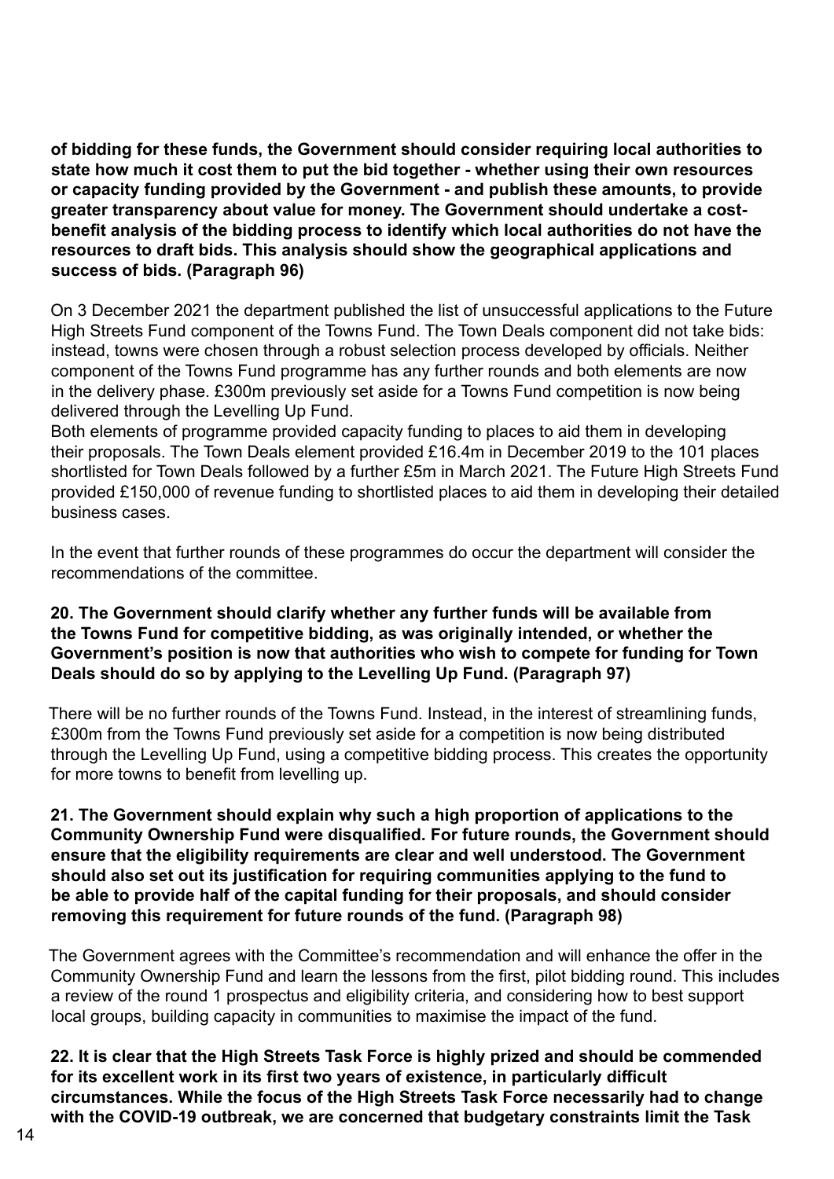**of bidding for these funds, the Government should consider requiring local authorities to state how much it cost them to put the bid together - whether using their own resources or capacity funding provided by the Government - and publish these amounts, to provide greater transparency about value for money. The Government should undertake a cost-benefit analysis of the bidding process to identify which local authorities do not have the resources to draft bids. This analysis should show the geographical applications and success of bids. (Paragraph 96)**

On 3 December 2021 the department published the list of unsuccessful applications to the Future High Streets Fund component of the Towns Fund. The Town Deals component did not take bids: instead, towns were chosen through a robust selection process developed by officials. Neither component of the Towns Fund programme has any further rounds and both elements are now in the delivery phase. £300m previously set aside for a Towns Fund competition is now being delivered through the Levelling Up Fund.

Both elements of programme provided capacity funding to places to aid them in developing their proposals. The Town Deals element provided £16.4m in December 2019 to the 101 places shortlisted for Town Deals followed by a further £5m in March 2021. The Future High Streets Fund provided £150,000 of revenue funding to shortlisted places to aid them in developing their detailed business cases.

In the event that further rounds of these programmes do occur the department will consider the recommendations of the committee.

**20. The Government should clarify whether any further funds will be available from the Towns Fund for competitive bidding, as was originally intended, or whether the Government's position is now that authorities who wish to compete for funding for Town Deals should do so by applying to the Levelling Up Fund. (Paragraph 97)**

There will be no further rounds of the Towns Fund. Instead, in the interest of streamlining funds, £300m from the Towns Fund previously set aside for a competition is now being distributed through the Levelling Up Fund, using a competitive bidding process. This creates the opportunity for more towns to benefit from levelling up.

**21. The Government should explain why such a high proportion of applications to the Community Ownership Fund were disqualified. For future rounds, the Government should ensure that the eligibility requirements are clear and well understood. The Government should also set out its justification for requiring communities applying to the fund to be able to provide half of the capital funding for their proposals, and should consider removing this requirement for future rounds of the fund. (Paragraph 98)**

The Government agrees with the Committee's recommendation and will enhance the offer in the Community Ownership Fund and learn the lessons from the first, pilot bidding round. This includes a review of the round 1 prospectus and eligibility criteria, and considering how to best support local groups, building capacity in communities to maximise the impact of the fund.

**22. It is clear that the High Streets Task Force is highly prized and should be commended for its excellent work in its first two years of existence, in particularly difficult circumstances. While the focus of the High Streets Task Force necessarily had to change with the COVID-19 outbreak, we are concerned that budgetary constraints limit the Task**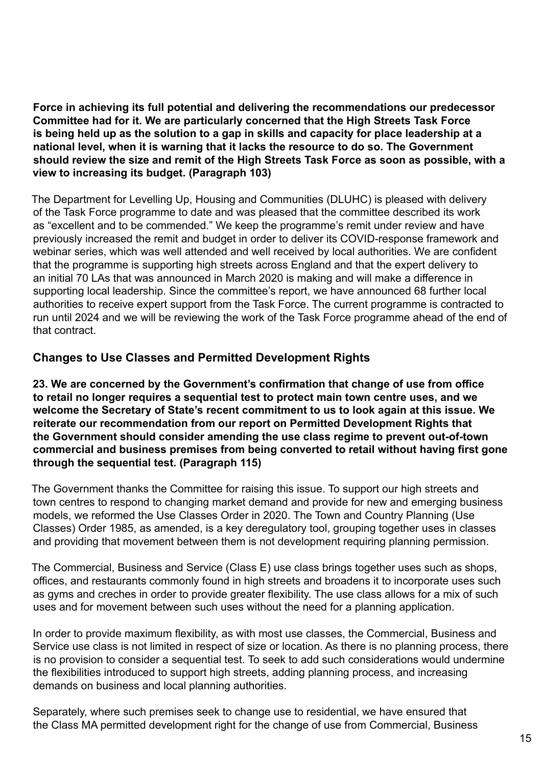**Force in achieving its full potential and delivering the recommendations our predecessor Committee had for it. We are particularly concerned that the High Streets Task Force is being held up as the solution to a gap in skills and capacity for place leadership at a national level, when it is warning that it lacks the resource to do so. The Government should review the size and remit of the High Streets Task Force as soon as possible, with a view to increasing its budget. (Paragraph 103)**

The Department for Levelling Up, Housing and Communities (DLUHC) is pleased with delivery of the Task Force programme to date and was pleased that the committee described its work as "excellent and to be commended." We keep the programme's remit under review and have previously increased the remit and budget in order to deliver its COVID-response framework and webinar series, which was well attended and well received by local authorities. We are confident that the programme is supporting high streets across England and that the expert delivery to an initial 70 LAs that was announced in March 2020 is making and will make a difference in supporting local leadership. Since the committee's report, we have announced 68 further local authorities to receive expert support from the Task Force. The current programme is contracted to run until 2024 and we will be reviewing the work of the Task Force programme ahead of the end of that contract.

## Changes to Use Classes and Permitted Development Rights

**23. We are concerned by the Government's confirmation that change of use from office to retail no longer requires a sequential test to protect main town centre uses, and we welcome the Secretary of State's recent commitment to us to look again at this issue. We reiterate our recommendation from our report on Permitted Development Rights that the Government should consider amending the use class regime to prevent out-of-town commercial and business premises from being converted to retail without having first gone through the sequential test. (Paragraph 115)**

The Government thanks the Committee for raising this issue. To support our high streets and town centres to respond to changing market demand and provide for new and emerging business models, we reformed the Use Classes Order in 2020. The Town and Country Planning (Use Classes) Order 1985, as amended, is a key deregulatory tool, grouping together uses in classes and providing that movement between them is not development requiring planning permission.

The Commercial, Business and Service (Class E) use class brings together uses such as shops, offices, and restaurants commonly found in high streets and broadens it to incorporate uses such as gyms and creches in order to provide greater flexibility. The use class allows for a mix of such uses and for movement between such uses without the need for a planning application.

In order to provide maximum flexibility, as with most use classes, the Commercial, Business and Service use class is not limited in respect of size or location. As there is no planning process, there is no provision to consider a sequential test. To seek to add such considerations would undermine the flexibilities introduced to support high streets, adding planning process, and increasing demands on business and local planning authorities.

Separately, where such premises seek to change use to residential, we have ensured that the Class MA permitted development right for the change of use from Commercial, Business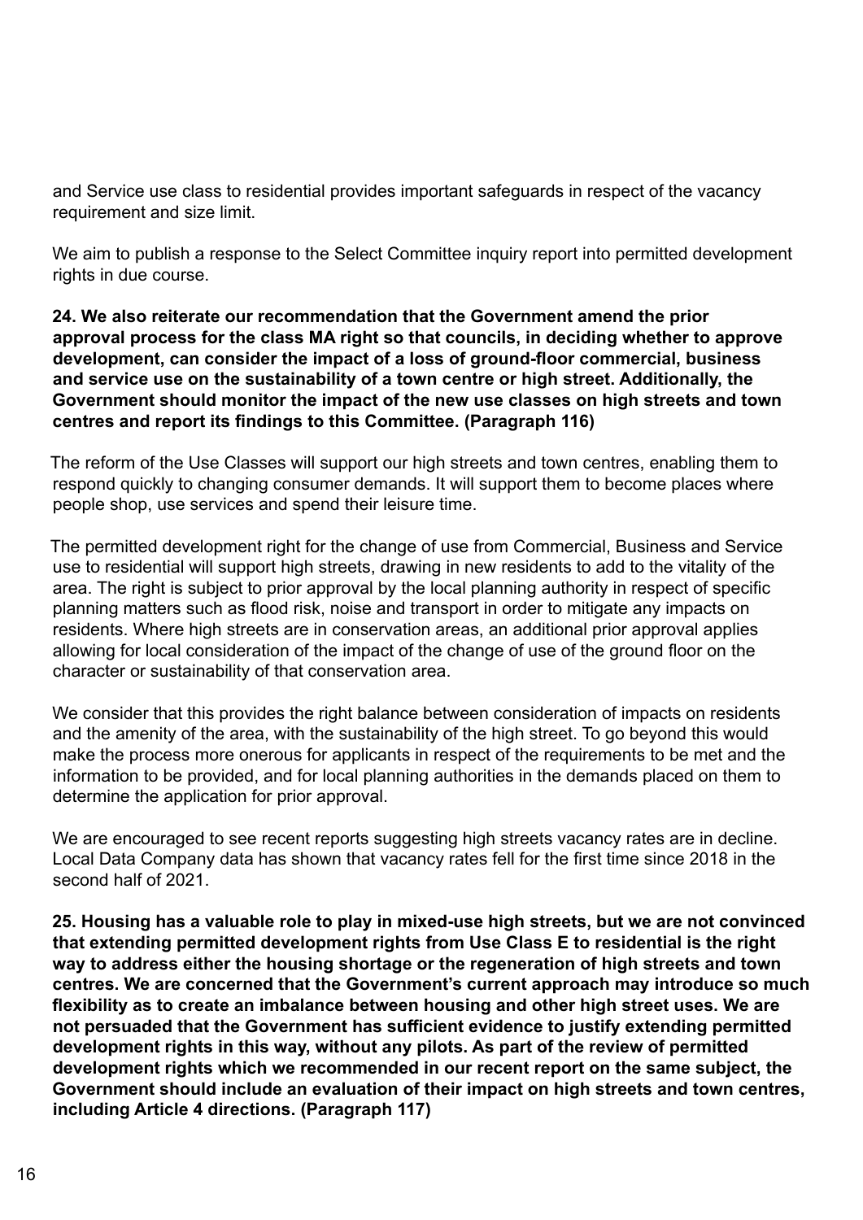and Service use class to residential provides important safeguards in respect of the vacancy requirement and size limit.

We aim to publish a response to the Select Committee inquiry report into permitted development rights in due course.

**24. We also reiterate our recommendation that the Government amend the prior approval process for the class MA right so that councils, in deciding whether to approve development, can consider the impact of a loss of ground-floor commercial, business and service use on the sustainability of a town centre or high street. Additionally, the Government should monitor the impact of the new use classes on high streets and town centres and report its findings to this Committee. (Paragraph 116)**

The reform of the Use Classes will support our high streets and town centres, enabling them to respond quickly to changing consumer demands. It will support them to become places where people shop, use services and spend their leisure time.

The permitted development right for the change of use from Commercial, Business and Service use to residential will support high streets, drawing in new residents to add to the vitality of the area. The right is subject to prior approval by the local planning authority in respect of specific planning matters such as flood risk, noise and transport in order to mitigate any impacts on residents. Where high streets are in conservation areas, an additional prior approval applies allowing for local consideration of the impact of the change of use of the ground floor on the character or sustainability of that conservation area.

We consider that this provides the right balance between consideration of impacts on residents and the amenity of the area, with the sustainability of the high street. To go beyond this would make the process more onerous for applicants in respect of the requirements to be met and the information to be provided, and for local planning authorities in the demands placed on them to determine the application for prior approval.

We are encouraged to see recent reports suggesting high streets vacancy rates are in decline. Local Data Company data has shown that vacancy rates fell for the first time since 2018 in the second half of 2021.

**25. Housing has a valuable role to play in mixed-use high streets, but we are not convinced that extending permitted development rights from Use Class E to residential is the right way to address either the housing shortage or the regeneration of high streets and town centres. We are concerned that the Government's current approach may introduce so much flexibility as to create an imbalance between housing and other high street uses. We are not persuaded that the Government has sufficient evidence to justify extending permitted development rights in this way, without any pilots. As part of the review of permitted development rights which we recommended in our recent report on the same subject, the Government should include an evaluation of their impact on high streets and town centres, including Article 4 directions. (Paragraph 117)**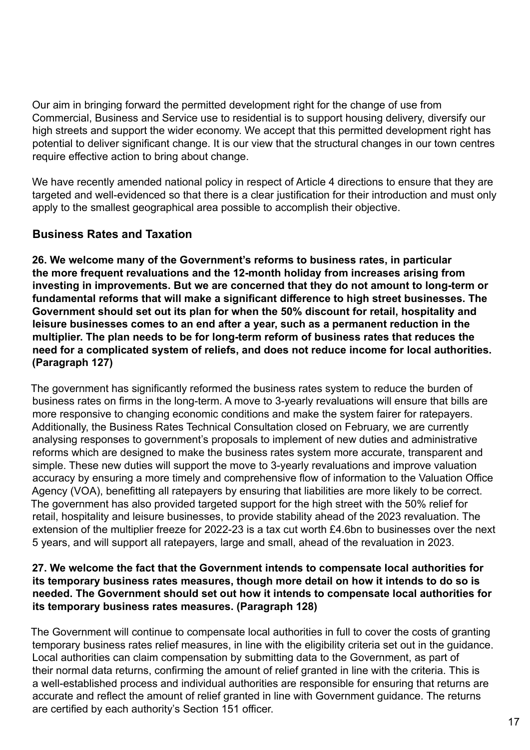Our aim in bringing forward the permitted development right for the change of use from Commercial, Business and Service use to residential is to support housing delivery, diversify our high streets and support the wider economy. We accept that this permitted development right has potential to deliver significant change. It is our view that the structural changes in our town centres require effective action to bring about change.

We have recently amended national policy in respect of Article 4 directions to ensure that they are targeted and well-evidenced so that there is a clear justification for their introduction and must only apply to the smallest geographical area possible to accomplish their objective.

### Business Rates and Taxation

**26. We welcome many of the Government's reforms to business rates, in particular the more frequent revaluations and the 12-month holiday from increases arising from investing in improvements. But we are concerned that they do not amount to long-term or fundamental reforms that will make a significant difference to high street businesses. The Government should set out its plan for when the 50% discount for retail, hospitality and leisure businesses comes to an end after a year, such as a permanent reduction in the multiplier. The plan needs to be for long-term reform of business rates that reduces the need for a complicated system of reliefs, and does not reduce income for local authorities. (Paragraph 127)**

The government has significantly reformed the business rates system to reduce the burden of business rates on firms in the long-term. A move to 3-yearly revaluations will ensure that bills are more responsive to changing economic conditions and make the system fairer for ratepayers. Additionally, the Business Rates Technical Consultation closed on February, we are currently analysing responses to government's proposals to implement of new duties and administrative reforms which are designed to make the business rates system more accurate, transparent and simple. These new duties will support the move to 3-yearly revaluations and improve valuation accuracy by ensuring a more timely and comprehensive flow of information to the Valuation Office Agency (VOA), benefitting all ratepayers by ensuring that liabilities are more likely to be correct. The government has also provided targeted support for the high street with the 50% relief for retail, hospitality and leisure businesses, to provide stability ahead of the 2023 revaluation. The extension of the multiplier freeze for 2022-23 is a tax cut worth £4.6bn to businesses over the next 5 years, and will support all ratepayers, large and small, ahead of the revaluation in 2023.

**27. We welcome the fact that the Government intends to compensate local authorities for its temporary business rates measures, though more detail on how it intends to do so is needed. The Government should set out how it intends to compensate local authorities for its temporary business rates measures. (Paragraph 128)**

The Government will continue to compensate local authorities in full to cover the costs of granting temporary business rates relief measures, in line with the eligibility criteria set out in the guidance. Local authorities can claim compensation by submitting data to the Government, as part of their normal data returns, confirming the amount of relief granted in line with the criteria. This is a well-established process and individual authorities are responsible for ensuring that returns are accurate and reflect the amount of relief granted in line with Government guidance. The returns are certified by each authority's Section 151 officer.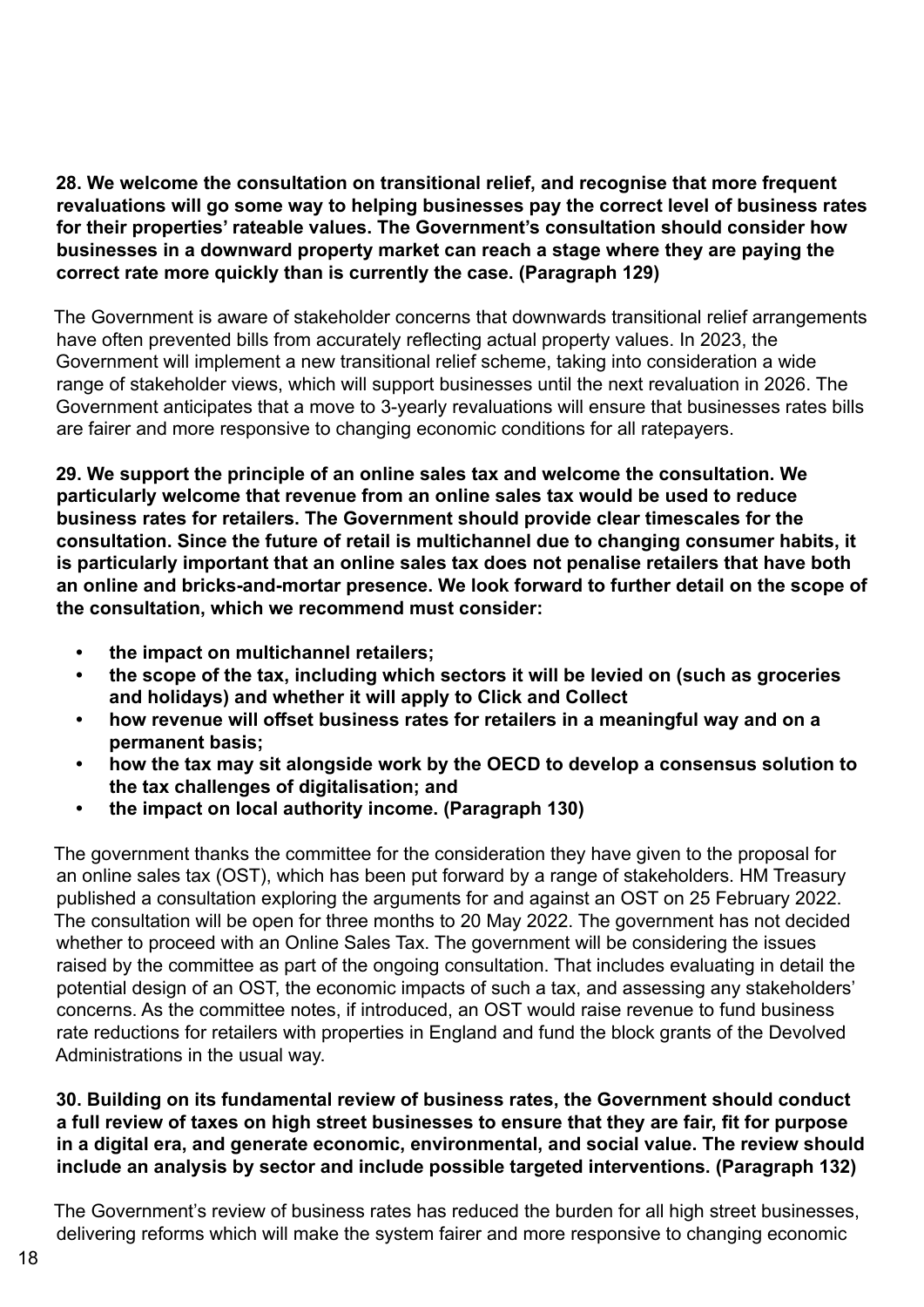**28. We welcome the consultation on transitional relief, and recognise that more frequent revaluations will go some way to helping businesses pay the correct level of business rates for their properties' rateable values. The Government's consultation should consider how businesses in a downward property market can reach a stage where they are paying the correct rate more quickly than is currently the case. (Paragraph 129)**

The Government is aware of stakeholder concerns that downwards transitional relief arrangements have often prevented bills from accurately reflecting actual property values. In 2023, the Government will implement a new transitional relief scheme, taking into consideration a wide range of stakeholder views, which will support businesses until the next revaluation in 2026. The Government anticipates that a move to 3-yearly revaluations will ensure that businesses rates bills are fairer and more responsive to changing economic conditions for all ratepayers.

**29. We support the principle of an online sales tax and welcome the consultation. We particularly welcome that revenue from an online sales tax would be used to reduce business rates for retailers. The Government should provide clear timescales for the consultation. Since the future of retail is multichannel due to changing consumer habits, it is particularly important that an online sales tax does not penalise retailers that have both an online and bricks-and-mortar presence. We look forward to further detail on the scope of the consultation, which we recommend must consider:**

- **the impact on multichannel retailers;**
- **the scope of the tax, including which sectors it will be levied on (such as groceries and holidays) and whether it will apply to Click and Collect**
- **how revenue will offset business rates for retailers in a meaningful way and on a permanent basis;**
- **how the tax may sit alongside work by the OECD to develop a consensus solution to the tax challenges of digitalisation; and**
- **the impact on local authority income. (Paragraph 130)**

The government thanks the committee for the consideration they have given to the proposal for an online sales tax (OST), which has been put forward by a range of stakeholders. HM Treasury published a consultation exploring the arguments for and against an OST on 25 February 2022. The consultation will be open for three months to 20 May 2022. The government has not decided whether to proceed with an Online Sales Tax. The government will be considering the issues raised by the committee as part of the ongoing consultation. That includes evaluating in detail the potential design of an OST, the economic impacts of such a tax, and assessing any stakeholders' concerns. As the committee notes, if introduced, an OST would raise revenue to fund business rate reductions for retailers with properties in England and fund the block grants of the Devolved Administrations in the usual way.

**30. Building on its fundamental review of business rates, the Government should conduct a full review of taxes on high street businesses to ensure that they are fair, fit for purpose in a digital era, and generate economic, environmental, and social value. The review should include an analysis by sector and include possible targeted interventions. (Paragraph 132)**

The Government's review of business rates has reduced the burden for all high street businesses, delivering reforms which will make the system fairer and more responsive to changing economic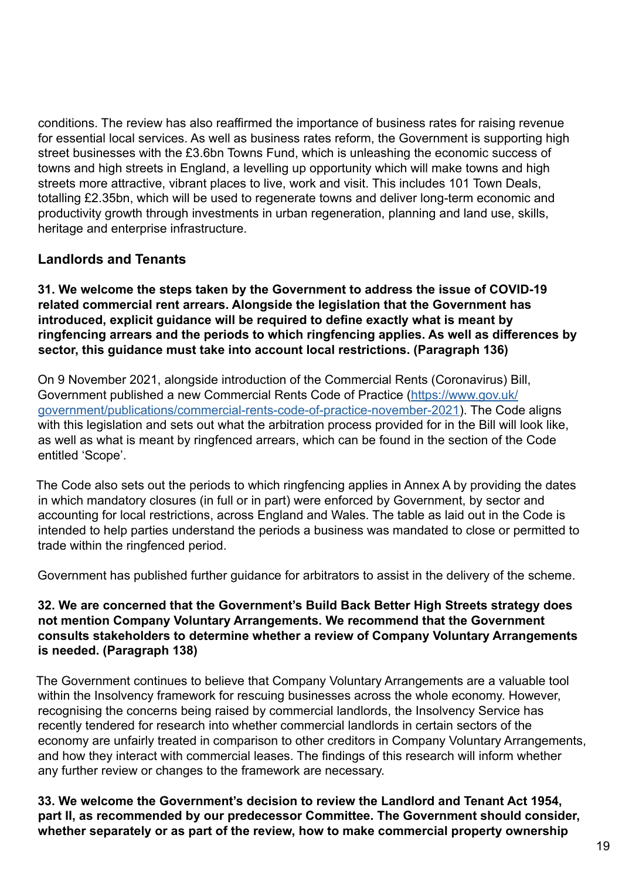conditions. The review has also reaffirmed the importance of business rates for raising revenue for essential local services. As well as business rates reform, the Government is supporting high street businesses with the £3.6bn Towns Fund, which is unleashing the economic success of towns and high streets in England, a levelling up opportunity which will make towns and high streets more attractive, vibrant places to live, work and visit. This includes 101 Town Deals, totalling £2.35bn, which will be used to regenerate towns and deliver long-term economic and productivity growth through investments in urban regeneration, planning and land use, skills, heritage and enterprise infrastructure.

### Landlords and Tenants

**31. We welcome the steps taken by the Government to address the issue of COVID-19 related commercial rent arrears. Alongside the legislation that the Government has introduced, explicit guidance will be required to define exactly what is meant by ringfencing arrears and the periods to which ringfencing applies. As well as differences by sector, this guidance must take into account local restrictions. (Paragraph 136)**

On 9 November 2021, alongside introduction of the Commercial Rents (Coronavirus) Bill, Government published a new Commercial Rents Code of Practice ([https://www.gov.uk/government/publications/commercial-rents-code-of-practice-november-2021](https://www.gov.uk/government/publications/commercial-rents-code-of-practice-november-2021)). The Code aligns with this legislation and sets out what the arbitration process provided for in the Bill will look like, as well as what is meant by ringfenced arrears, which can be found in the section of the Code entitled 'Scope'.

The Code also sets out the periods to which ringfencing applies in Annex A by providing the dates in which mandatory closures (in full or in part) were enforced by Government, by sector and accounting for local restrictions, across England and Wales. The table as laid out in the Code is intended to help parties understand the periods a business was mandated to close or permitted to trade within the ringfenced period.

Government has published further guidance for arbitrators to assist in the delivery of the scheme.

**32. We are concerned that the Government's Build Back Better High Streets strategy does not mention Company Voluntary Arrangements. We recommend that the Government consults stakeholders to determine whether a review of Company Voluntary Arrangements is needed. (Paragraph 138)**

The Government continues to believe that Company Voluntary Arrangements are a valuable tool within the Insolvency framework for rescuing businesses across the whole economy. However, recognising the concerns being raised by commercial landlords, the Insolvency Service has recently tendered for research into whether commercial landlords in certain sectors of the economy are unfairly treated in comparison to other creditors in Company Voluntary Arrangements, and how they interact with commercial leases. The findings of this research will inform whether any further review or changes to the framework are necessary.

**33. We welcome the Government's decision to review the Landlord and Tenant Act 1954, part II, as recommended by our predecessor Committee. The Government should consider, whether separately or as part of the review, how to make commercial property ownership**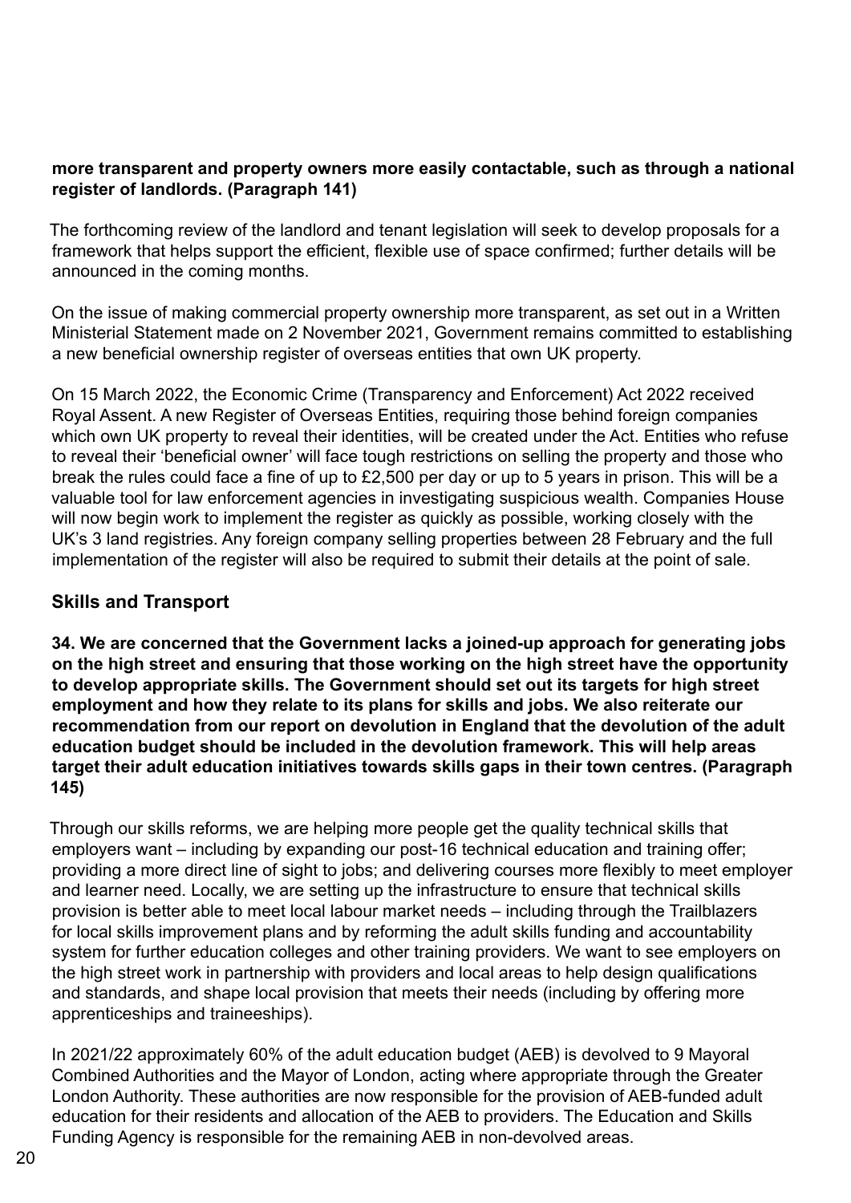**more transparent and property owners more easily contactable, such as through a national register of landlords. (Paragraph 141)**

The forthcoming review of the landlord and tenant legislation will seek to develop proposals for a framework that helps support the efficient, flexible use of space confirmed; further details will be announced in the coming months.

On the issue of making commercial property ownership more transparent, as set out in a Written Ministerial Statement made on 2 November 2021, Government remains committed to establishing a new beneficial ownership register of overseas entities that own UK property.

On 15 March 2022, the Economic Crime (Transparency and Enforcement) Act 2022 received Royal Assent. A new Register of Overseas Entities, requiring those behind foreign companies which own UK property to reveal their identities, will be created under the Act. Entities who refuse to reveal their 'beneficial owner' will face tough restrictions on selling the property and those who break the rules could face a fine of up to £2,500 per day or up to 5 years in prison. This will be a valuable tool for law enforcement agencies in investigating suspicious wealth. Companies House will now begin work to implement the register as quickly as possible, working closely with the UK's 3 land registries. Any foreign company selling properties between 28 February and the full implementation of the register will also be required to submit their details at the point of sale.

## Skills and Transport

**34. We are concerned that the Government lacks a joined-up approach for generating jobs on the high street and ensuring that those working on the high street have the opportunity to develop appropriate skills. The Government should set out its targets for high street employment and how they relate to its plans for skills and jobs. We also reiterate our recommendation from our report on devolution in England that the devolution of the adult education budget should be included in the devolution framework. This will help areas target their adult education initiatives towards skills gaps in their town centres. (Paragraph 145)**

Through our skills reforms, we are helping more people get the quality technical skills that employers want – including by expanding our post-16 technical education and training offer; providing a more direct line of sight to jobs; and delivering courses more flexibly to meet employer and learner need. Locally, we are setting up the infrastructure to ensure that technical skills provision is better able to meet local labour market needs – including through the Trailblazers for local skills improvement plans and by reforming the adult skills funding and accountability system for further education colleges and other training providers. We want to see employers on the high street work in partnership with providers and local areas to help design qualifications and standards, and shape local provision that meets their needs (including by offering more apprenticeships and traineeships).

In 2021/22 approximately 60% of the adult education budget (AEB) is devolved to 9 Mayoral Combined Authorities and the Mayor of London, acting where appropriate through the Greater London Authority. These authorities are now responsible for the provision of AEB-funded adult education for their residents and allocation of the AEB to providers. The Education and Skills Funding Agency is responsible for the remaining AEB in non-devolved areas.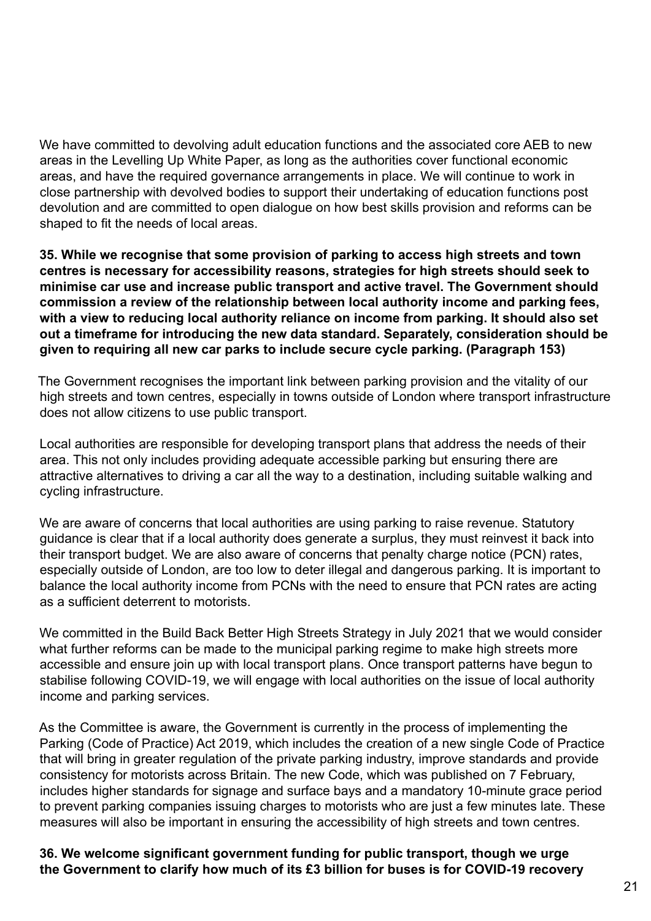We have committed to devolving adult education functions and the associated core AEB to new areas in the Levelling Up White Paper, as long as the authorities cover functional economic areas, and have the required governance arrangements in place. We will continue to work in close partnership with devolved bodies to support their undertaking of education functions post devolution and are committed to open dialogue on how best skills provision and reforms can be shaped to fit the needs of local areas.

**35. While we recognise that some provision of parking to access high streets and town centres is necessary for accessibility reasons, strategies for high streets should seek to minimise car use and increase public transport and active travel. The Government should commission a review of the relationship between local authority income and parking fees, with a view to reducing local authority reliance on income from parking. It should also set out a timeframe for introducing the new data standard. Separately, consideration should be given to requiring all new car parks to include secure cycle parking. (Paragraph 153)**

The Government recognises the important link between parking provision and the vitality of our high streets and town centres, especially in towns outside of London where transport infrastructure does not allow citizens to use public transport.

Local authorities are responsible for developing transport plans that address the needs of their area. This not only includes providing adequate accessible parking but ensuring there are attractive alternatives to driving a car all the way to a destination, including suitable walking and cycling infrastructure.

We are aware of concerns that local authorities are using parking to raise revenue. Statutory guidance is clear that if a local authority does generate a surplus, they must reinvest it back into their transport budget. We are also aware of concerns that penalty charge notice (PCN) rates, especially outside of London, are too low to deter illegal and dangerous parking. It is important to balance the local authority income from PCNs with the need to ensure that PCN rates are acting as a sufficient deterrent to motorists.

We committed in the Build Back Better High Streets Strategy in July 2021 that we would consider what further reforms can be made to the municipal parking regime to make high streets more accessible and ensure join up with local transport plans. Once transport patterns have begun to stabilise following COVID-19, we will engage with local authorities on the issue of local authority income and parking services.

As the Committee is aware, the Government is currently in the process of implementing the Parking (Code of Practice) Act 2019, which includes the creation of a new single Code of Practice that will bring in greater regulation of the private parking industry, improve standards and provide consistency for motorists across Britain. The new Code, which was published on 7 February, includes higher standards for signage and surface bays and a mandatory 10-minute grace period to prevent parking companies issuing charges to motorists who are just a few minutes late. These measures will also be important in ensuring the accessibility of high streets and town centres.

**36. We welcome significant government funding for public transport, though we urge the Government to clarify how much of its £3 billion for buses is for COVID-19 recovery**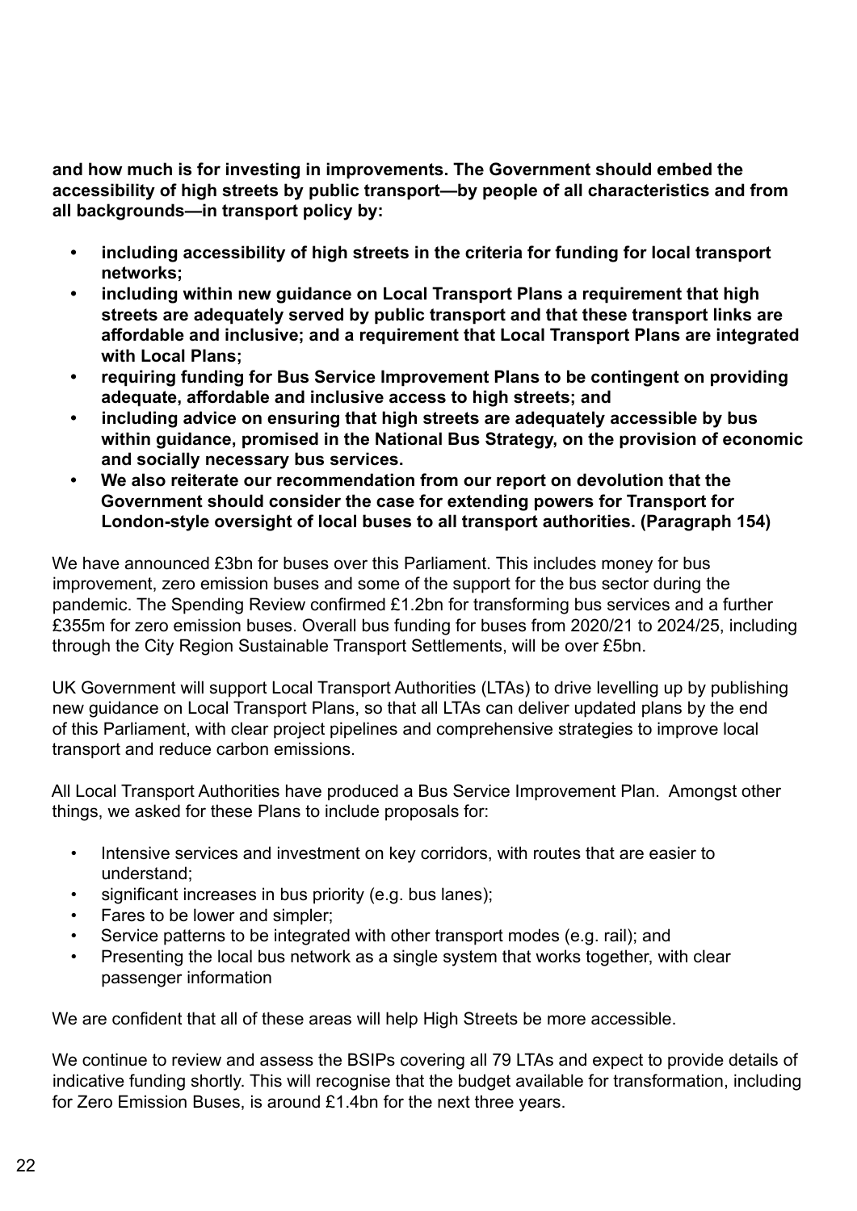**and how much is for investing in improvements. The Government should embed the accessibility of high streets by public transport—by people of all characteristics and from all backgrounds—in transport policy by:**

- **including accessibility of high streets in the criteria for funding for local transport networks;**
- **including within new guidance on Local Transport Plans a requirement that high streets are adequately served by public transport and that these transport links are affordable and inclusive; and a requirement that Local Transport Plans are integrated with Local Plans;**
- **requiring funding for Bus Service Improvement Plans to be contingent on providing adequate, affordable and inclusive access to high streets; and**
- **including advice on ensuring that high streets are adequately accessible by bus within guidance, promised in the National Bus Strategy, on the provision of economic and socially necessary bus services.**
- **We also reiterate our recommendation from our report on devolution that the Government should consider the case for extending powers for Transport for London-style oversight of local buses to all transport authorities. (Paragraph 154)**

We have announced £3bn for buses over this Parliament. This includes money for bus improvement, zero emission buses and some of the support for the bus sector during the pandemic. The Spending Review confirmed £1.2bn for transforming bus services and a further £355m for zero emission buses. Overall bus funding for buses from 2020/21 to 2024/25, including through the City Region Sustainable Transport Settlements, will be over £5bn.

UK Government will support Local Transport Authorities (LTAs) to drive levelling up by publishing new guidance on Local Transport Plans, so that all LTAs can deliver updated plans by the end of this Parliament, with clear project pipelines and comprehensive strategies to improve local transport and reduce carbon emissions.

All Local Transport Authorities have produced a Bus Service Improvement Plan. Amongst other things, we asked for these Plans to include proposals for:

- Intensive services and investment on key corridors, with routes that are easier to understand;
- significant increases in bus priority (e.g. bus lanes);
- Fares to be lower and simpler;
- Service patterns to be integrated with other transport modes (e.g. rail); and
- Presenting the local bus network as a single system that works together, with clear passenger information

We are confident that all of these areas will help High Streets be more accessible.

We continue to review and assess the BSIPs covering all 79 LTAs and expect to provide details of indicative funding shortly. This will recognise that the budget available for transformation, including for Zero Emission Buses, is around £1.4bn for the next three years.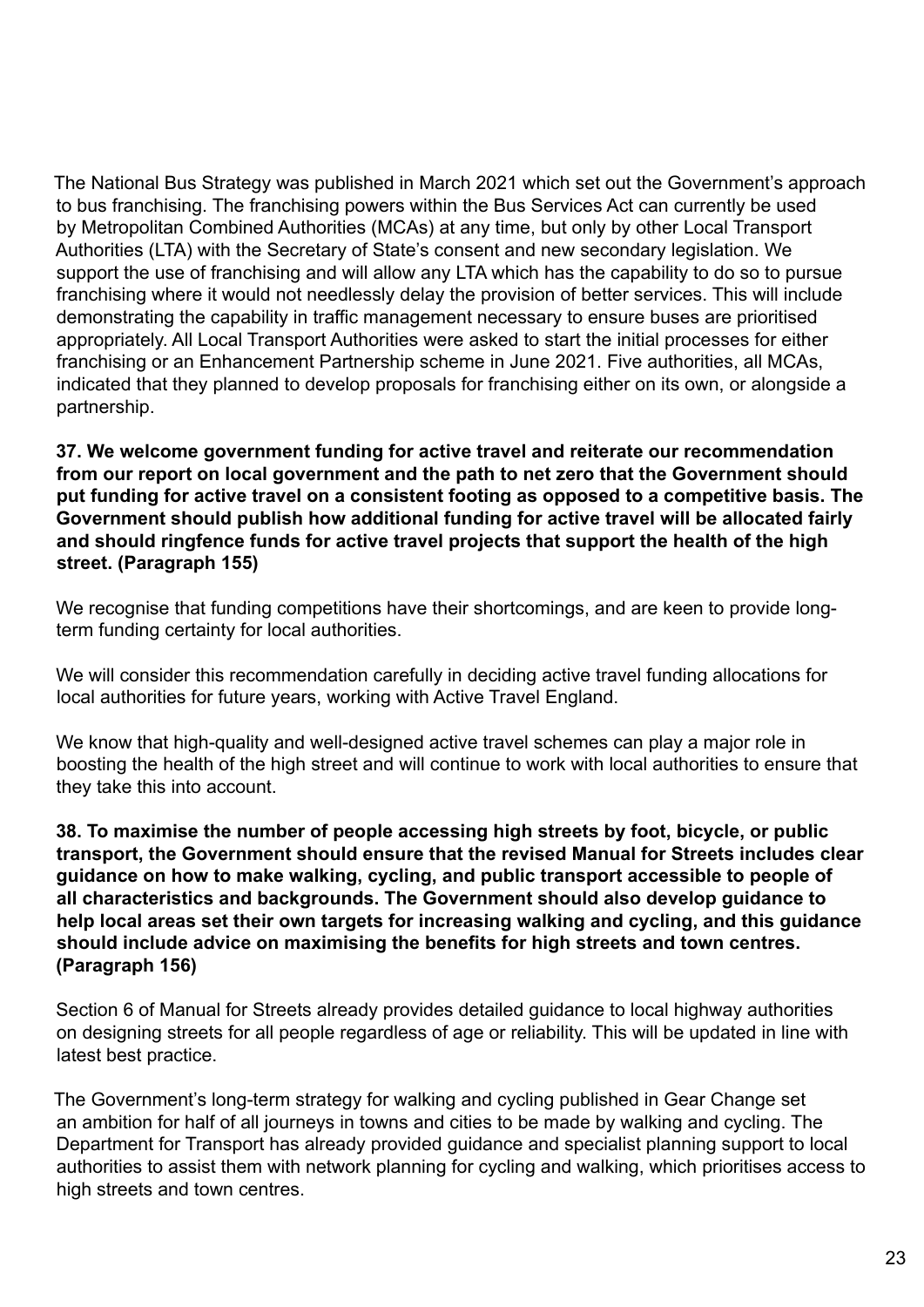The National Bus Strategy was published in March 2021 which set out the Government's approach to bus franchising. The franchising powers within the Bus Services Act can currently be used by Metropolitan Combined Authorities (MCAs) at any time, but only by other Local Transport Authorities (LTA) with the Secretary of State's consent and new secondary legislation. We support the use of franchising and will allow any LTA which has the capability to do so to pursue franchising where it would not needlessly delay the provision of better services. This will include demonstrating the capability in traffic management necessary to ensure buses are prioritised appropriately. All Local Transport Authorities were asked to start the initial processes for either franchising or an Enhancement Partnership scheme in June 2021. Five authorities, all MCAs, indicated that they planned to develop proposals for franchising either on its own, or alongside a partnership.

**37. We welcome government funding for active travel and reiterate our recommendation from our report on local government and the path to net zero that the Government should put funding for active travel on a consistent footing as opposed to a competitive basis. The Government should publish how additional funding for active travel will be allocated fairly and should ringfence funds for active travel projects that support the health of the high street. (Paragraph 155)**

We recognise that funding competitions have their shortcomings, and are keen to provide long-term funding certainty for local authorities.

We will consider this recommendation carefully in deciding active travel funding allocations for local authorities for future years, working with Active Travel England.

We know that high-quality and well-designed active travel schemes can play a major role in boosting the health of the high street and will continue to work with local authorities to ensure that they take this into account.

**38. To maximise the number of people accessing high streets by foot, bicycle, or public transport, the Government should ensure that the revised Manual for Streets includes clear guidance on how to make walking, cycling, and public transport accessible to people of all characteristics and backgrounds. The Government should also develop guidance to help local areas set their own targets for increasing walking and cycling, and this guidance should include advice on maximising the benefits for high streets and town centres. (Paragraph 156)**

Section 6 of Manual for Streets already provides detailed guidance to local highway authorities on designing streets for all people regardless of age or reliability. This will be updated in line with latest best practice.

The Government's long-term strategy for walking and cycling published in Gear Change set an ambition for half of all journeys in towns and cities to be made by walking and cycling. The Department for Transport has already provided guidance and specialist planning support to local authorities to assist them with network planning for cycling and walking, which prioritises access to high streets and town centres.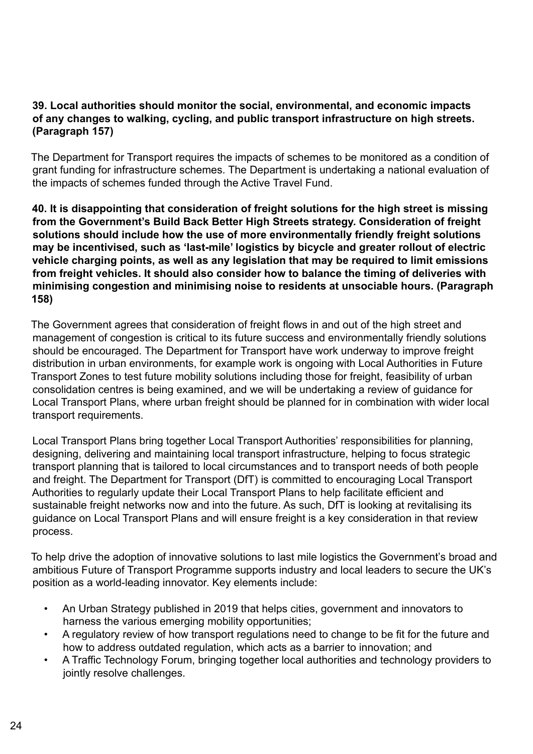**39. Local authorities should monitor the social, environmental, and economic impacts of any changes to walking, cycling, and public transport infrastructure on high streets. (Paragraph 157)**

The Department for Transport requires the impacts of schemes to be monitored as a condition of grant funding for infrastructure schemes. The Department is undertaking a national evaluation of the impacts of schemes funded through the Active Travel Fund.

**40. It is disappointing that consideration of freight solutions for the high street is missing from the Government's Build Back Better High Streets strategy. Consideration of freight solutions should include how the use of more environmentally friendly freight solutions may be incentivised, such as 'last-mile' logistics by bicycle and greater rollout of electric vehicle charging points, as well as any legislation that may be required to limit emissions from freight vehicles. It should also consider how to balance the timing of deliveries with minimising congestion and minimising noise to residents at unsociable hours. (Paragraph 158)**

The Government agrees that consideration of freight flows in and out of the high street and management of congestion is critical to its future success and environmentally friendly solutions should be encouraged. The Department for Transport have work underway to improve freight distribution in urban environments, for example work is ongoing with Local Authorities in Future Transport Zones to test future mobility solutions including those for freight, feasibility of urban consolidation centres is being examined, and we will be undertaking a review of guidance for Local Transport Plans, where urban freight should be planned for in combination with wider local transport requirements.

Local Transport Plans bring together Local Transport Authorities' responsibilities for planning, designing, delivering and maintaining local transport infrastructure, helping to focus strategic transport planning that is tailored to local circumstances and to transport needs of both people and freight. The Department for Transport (DfT) is committed to encouraging Local Transport Authorities to regularly update their Local Transport Plans to help facilitate efficient and sustainable freight networks now and into the future. As such, DfT is looking at revitalising its guidance on Local Transport Plans and will ensure freight is a key consideration in that review process.

To help drive the adoption of innovative solutions to last mile logistics the Government's broad and ambitious Future of Transport Programme supports industry and local leaders to secure the UK's position as a world-leading innovator. Key elements include:

- An Urban Strategy published in 2019 that helps cities, government and innovators to harness the various emerging mobility opportunities;
- A regulatory review of how transport regulations need to change to be fit for the future and how to address outdated regulation, which acts as a barrier to innovation; and
- A Traffic Technology Forum, bringing together local authorities and technology providers to jointly resolve challenges.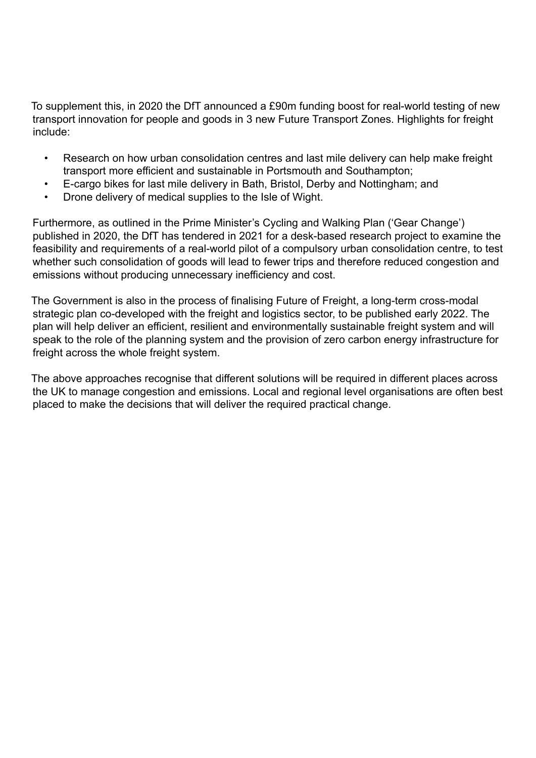To supplement this, in 2020 the DfT announced a £90m funding boost for real-world testing of new transport innovation for people and goods in 3 new Future Transport Zones. Highlights for freight include:

- Research on how urban consolidation centres and last mile delivery can help make freight transport more efficient and sustainable in Portsmouth and Southampton;
- E-cargo bikes for last mile delivery in Bath, Bristol, Derby and Nottingham; and
- Drone delivery of medical supplies to the Isle of Wight.

Furthermore, as outlined in the Prime Minister's Cycling and Walking Plan ('Gear Change') published in 2020, the DfT has tendered in 2021 for a desk-based research project to examine the feasibility and requirements of a real-world pilot of a compulsory urban consolidation centre, to test whether such consolidation of goods will lead to fewer trips and therefore reduced congestion and emissions without producing unnecessary inefficiency and cost.

The Government is also in the process of finalising Future of Freight, a long-term cross-modal strategic plan co-developed with the freight and logistics sector, to be published early 2022. The plan will help deliver an efficient, resilient and environmentally sustainable freight system and will speak to the role of the planning system and the provision of zero carbon energy infrastructure for freight across the whole freight system.

The above approaches recognise that different solutions will be required in different places across the UK to manage congestion and emissions. Local and regional level organisations are often best placed to make the decisions that will deliver the required practical change.